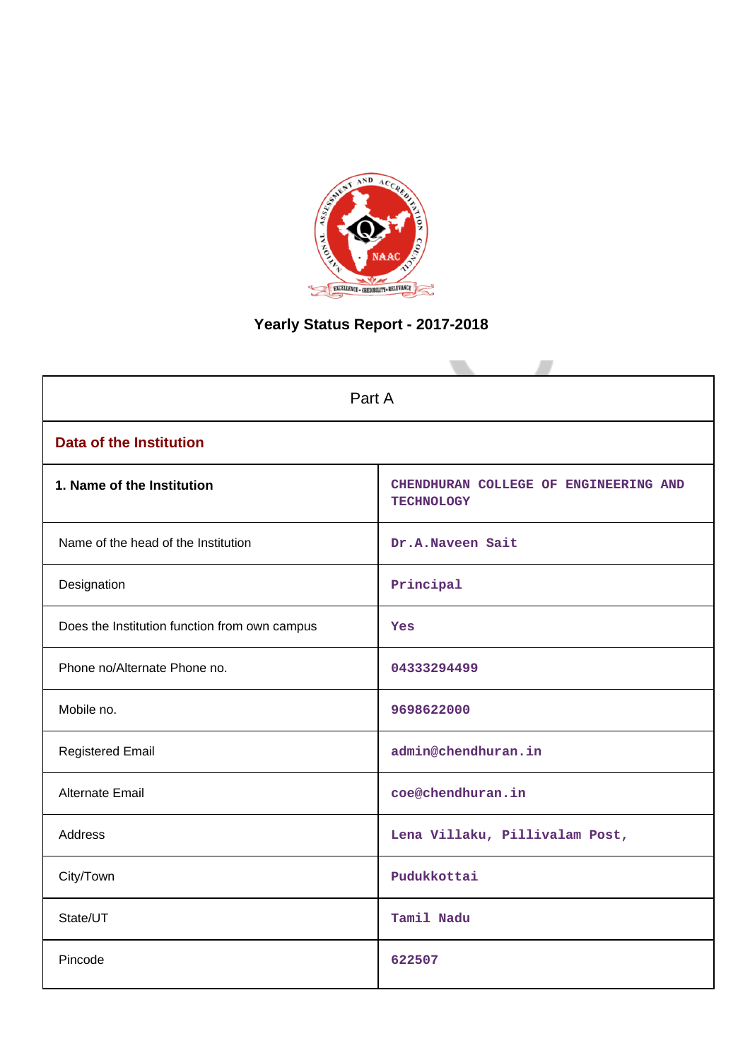# Yearly Status Report - 2017-2018

| Part A | |
|---|---|
| **Data of the Institution** | |
| **1. Name of the Institution** | CHENDHURAN COLLEGE OF ENGINEERING AND TECHNOLOGY |
| Name of the head of the Institution | Dr.A.Naveen Sait |
| Designation | Principal |
| Does the Institution function from own campus | Yes |
| Phone no/Alternate Phone no. | 04333294499 |
| Mobile no. | 9698622000 |
| Registered Email | admin@chendhuran.in |
| Alternate Email | coe@chendhuran.in |
| Address | Lena Villaku, Pillivalam Post, |
| City/Town | Pudukkottai |
| State/UT | Tamil Nadu |
| Pincode | 622507 |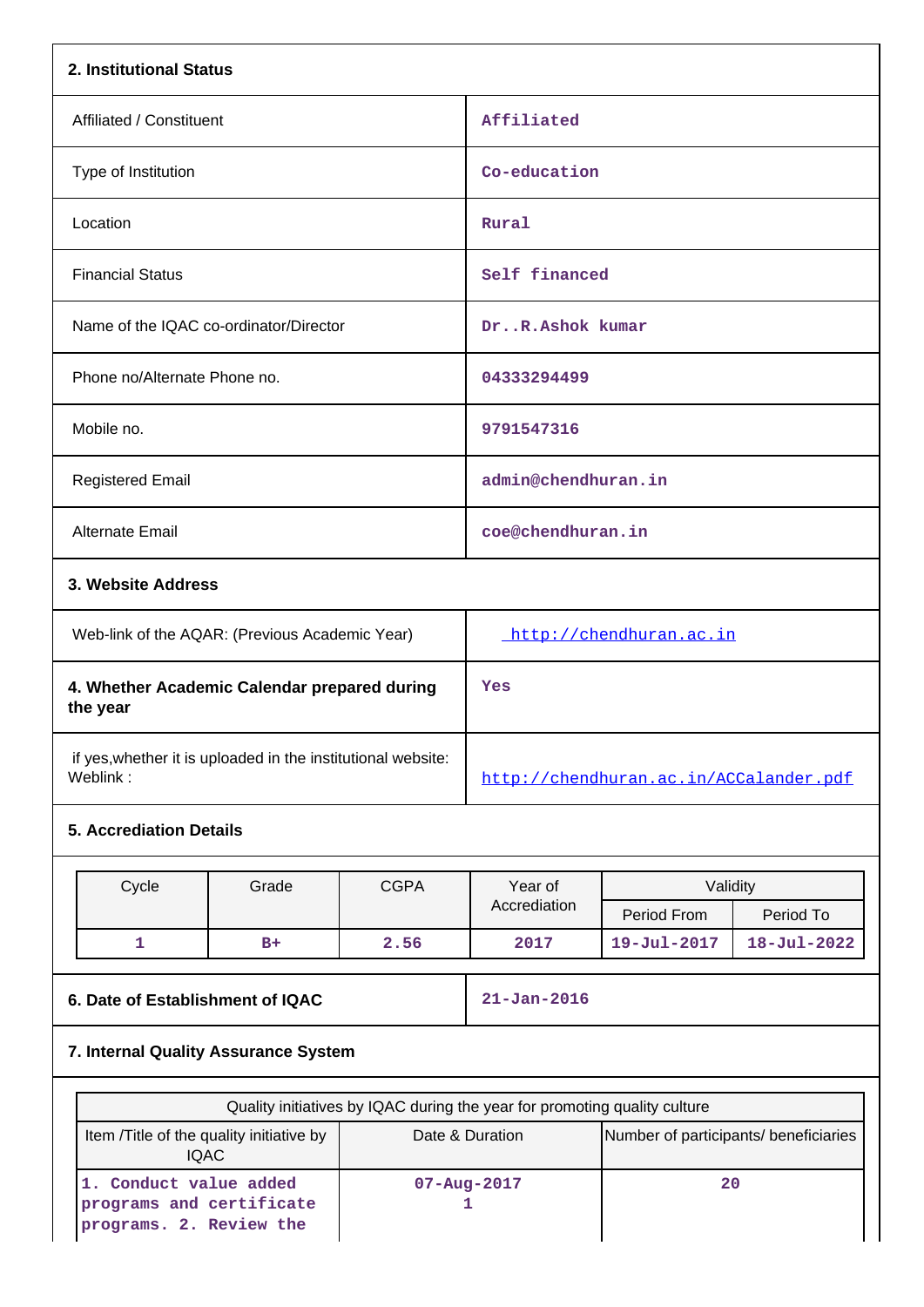## 2. Institutional Status

| | |
|---|---|
| Affiliated / Constituent | Affiliated |
| Type of Institution | Co-education |
| Location | Rural |
| Financial Status | Self financed |
| Name of the IQAC co-ordinator/Director | Dr..R.Ashok kumar |
| Phone no/Alternate Phone no. | 04333294499 |
| Mobile no. | 9791547316 |
| Registered Email | admin@chendhuran.in |
| Alternate Email | coe@chendhuran.in |

## 3. Website Address

| | |
|---|---|
| Web-link of the AQAR: (Previous Academic Year) | http://chendhuran.ac.in |
| **4. Whether Academic Calendar prepared during the year** | Yes |
| if yes,whether it is uploaded in the institutional website: Weblink : | http://chendhuran.ac.in/ACCalander.pdf |

## 5. Accrediation Details

| Cycle | Grade | CGPA | Year of Accrediation | Validity | |
|---|---|---|---|---|---|
| | | | | Period From | Period To |
| 1 | B+ | 2.56 | 2017 | 19-Jul-2017 | 18-Jul-2022 |

| | |
|---|---|
| **6. Date of Establishment of IQAC** | 21-Jan-2016 |

## 7. Internal Quality Assurance System

| Quality initiatives by IQAC during the year for promoting quality culture | | |
|---|---|---|
| Item /Title of the quality initiative by IQAC | Date & Duration | Number of participants/ beneficiaries |
| 1. Conduct value added programs and certificate programs. 2. Review the | 07-Aug-2017 1 | 20 |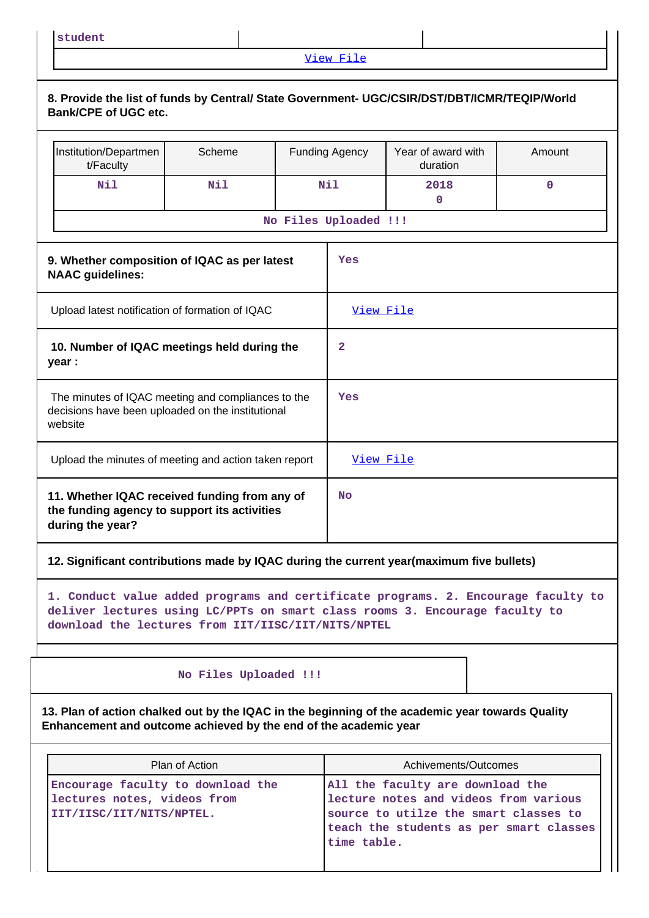| student | | |
|---|---|---|
| View File | | |

**8. Provide the list of funds by Central/ State Government- UGC/CSIR/DST/DBT/ICMR/TEQIP/World Bank/CPE of UGC etc.**

| Institution/Department/Faculty | Scheme | Funding Agency | Year of award with duration | Amount |
|---|---|---|---|---|
| Nil | Nil | Nil | 2018<br>0 | 0 |
| No Files Uploaded !!! | | | | |

| | |
|---|---|
| **9. Whether composition of IQAC as per latest NAAC guidelines:** | Yes |
| Upload latest notification of formation of IQAC | View File |
| **10. Number of IQAC meetings held during the year :** | 2 |
| The minutes of IQAC meeting and compliances to the decisions have been uploaded on the institutional website | Yes |
| Upload the minutes of meeting and action taken report | View File |
| **11. Whether IQAC received funding from any of the funding agency to support its activities during the year?** | No |

**12. Significant contributions made by IQAC during the current year(maximum five bullets)**

1. Conduct value added programs and certificate programs. 2. Encourage faculty to deliver lectures using LC/PPTs on smart class rooms 3. Encourage faculty to download the lectures from IIT/IISC/IIT/NITS/NPTEL

No Files Uploaded !!!

**13. Plan of action chalked out by the IQAC in the beginning of the academic year towards Quality Enhancement and outcome achieved by the end of the academic year**

| Plan of Action | Achivements/Outcomes |
|---|---|
| Encourage faculty to download the lectures notes, videos from IIT/IISC/IIT/NITS/NPTEL. | All the faculty are download the lecture notes and videos from various source to utilze the smart classes to teach the students as per smart classes time table. |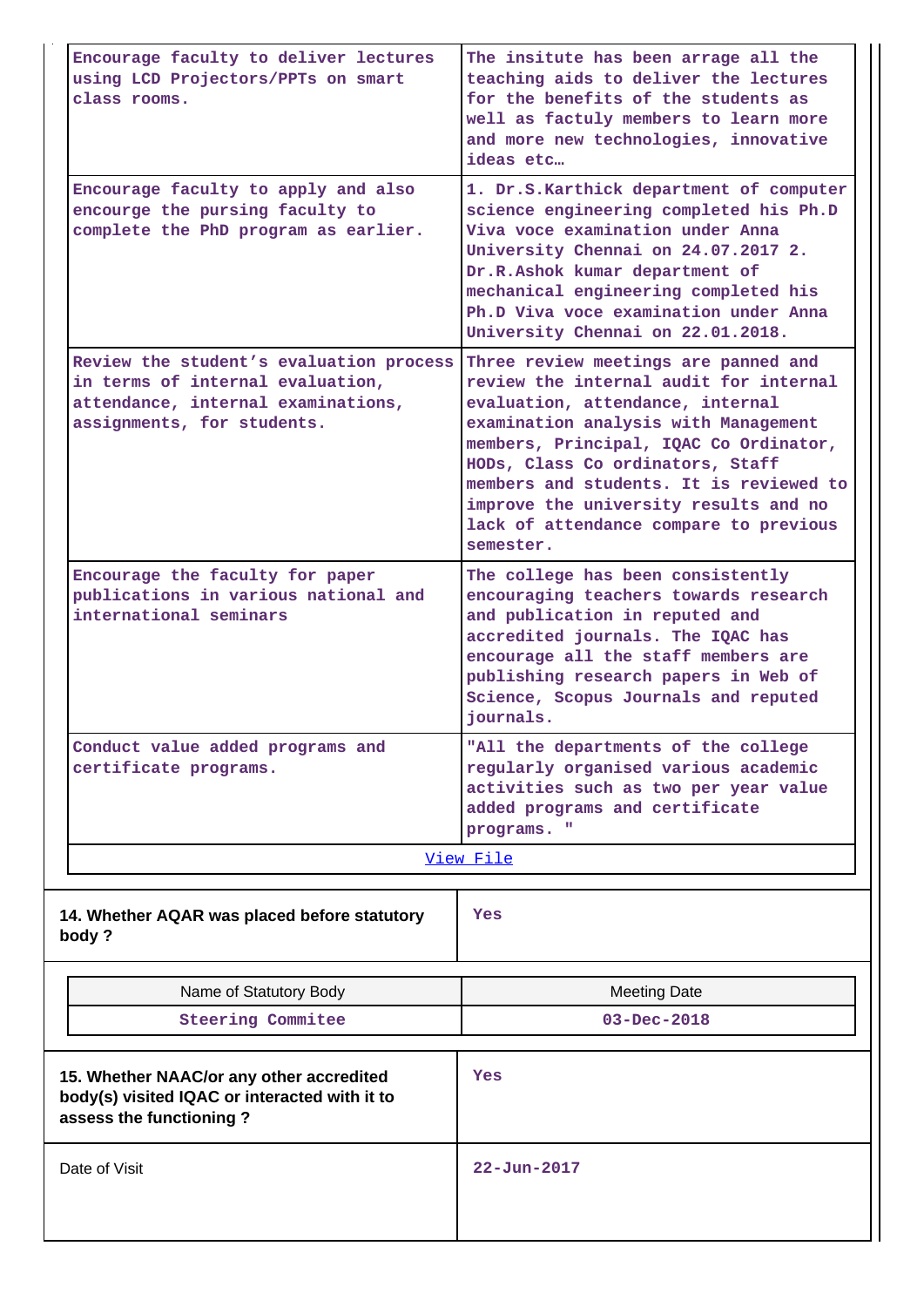| | |
|---|---|
| Encourage faculty to deliver lectures using LCD Projectors/PPTs on smart class rooms. | The insitute has been arrage all the teaching aids to deliver the lectures for the benefits of the students as well as factuly members to learn more and more new technologies, innovative ideas etc… |
| Encourage faculty to apply and also encourge the pursing faculty to complete the PhD program as earlier. | 1. Dr.S.Karthick department of computer science engineering completed his Ph.D Viva voce examination under Anna University Chennai on 24.07.2017 2. Dr.R.Ashok kumar department of mechanical engineering completed his Ph.D Viva voce examination under Anna University Chennai on 22.01.2018. |
| Review the student's evaluation process in terms of internal evaluation, attendance, internal examinations, assignments, for students. | Three review meetings are panned and review the internal audit for internal evaluation, attendance, internal examination analysis with Management members, Principal, IQAC Co Ordinator, HODs, Class Co ordinators, Staff members and students. It is reviewed to improve the university results and no lack of attendance compare to previous semester. |
| Encourage the faculty for paper publications in various national and international seminars | The college has been consistently encouraging teachers towards research and publication in reputed and accredited journals. The IQAC has encourage all the staff members are publishing research papers in Web of Science, Scopus Journals and reputed journals. |
| Conduct value added programs and certificate programs. | "All the departments of the college regularly organised various academic activities such as two per year value added programs and certificate programs. " |
| View File | |

| 14. Whether AQAR was placed before statutory body ? | Yes |
|---|---|

| Name of Statutory Body | Meeting Date |
|---|---|
| Steering Commitee | 03-Dec-2018 |

| 15. Whether NAAC/or any other accredited body(s) visited IQAC or interacted with it to assess the functioning ? | Yes |
|---|---|
| Date of Visit | 22-Jun-2017 |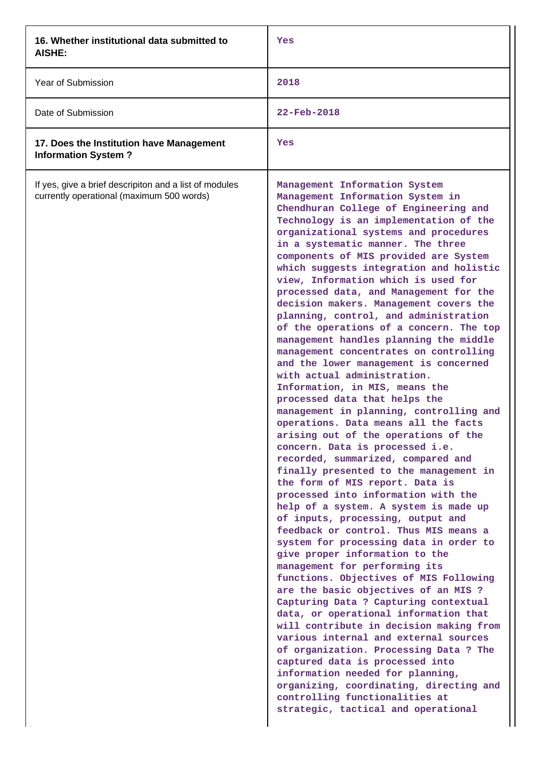| | |
|---|---|
| **16. Whether institutional data submitted to AISHE:** | Yes |
| Year of Submission | 2018 |
| Date of Submission | 22-Feb-2018 |
| **17. Does the Institution have Management Information System ?** | Yes |
| If yes, give a brief descripiton and a list of modules currently operational (maximum 500 words) | Management Information System Management Information System in Chendhuran College of Engineering and Technology is an implementation of the organizational systems and procedures in a systematic manner. The three components of MIS provided are System which suggests integration and holistic view, Information which is used for processed data, and Management for the decision makers. Management covers the planning, control, and administration of the operations of a concern. The top management handles planning the middle management concentrates on controlling and the lower management is concerned with actual administration. Information, in MIS, means the processed data that helps the management in planning, controlling and operations. Data means all the facts arising out of the operations of the concern. Data is processed i.e. recorded, summarized, compared and finally presented to the management in the form of MIS report. Data is processed into information with the help of a system. A system is made up of inputs, processing, output and feedback or control. Thus MIS means a system for processing data in order to give proper information to the management for performing its functions. Objectives of MIS Following are the basic objectives of an MIS ? Capturing Data ? Capturing contextual data, or operational information that will contribute in decision making from various internal and external sources of organization. Processing Data ? The captured data is processed into information needed for planning, organizing, coordinating, directing and controlling functionalities at strategic, tactical and operational |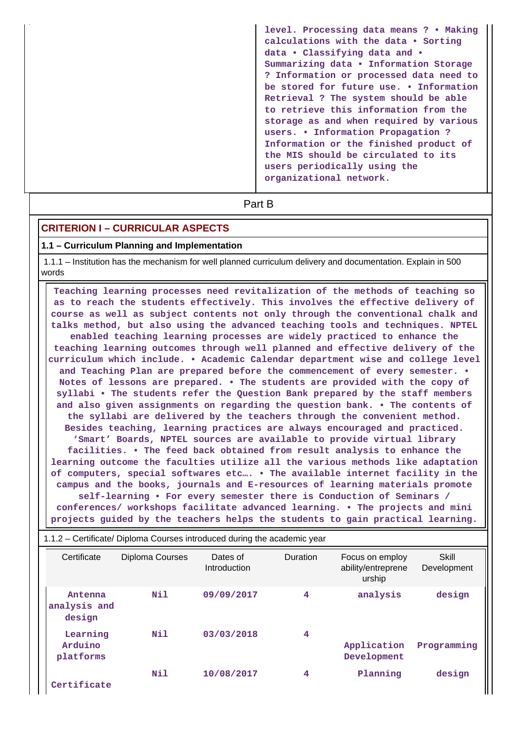| | level. Processing data means ? • Making calculations with the data • Sorting data • Classifying data and • Summarizing data • Information Storage ? Information or processed data need to be stored for future use. • Information Retrieval ? The system should be able to retrieve this information from the storage as and when required by various users. • Information Propagation ? Information or the finished product of the MIS should be circulated to its users periodically using the organizational network. |
|---|---|

## Part B

### CRITERION I – CURRICULAR ASPECTS

#### 1.1 – Curriculum Planning and Implementation

1.1.1 – Institution has the mechanism for well planned curriculum delivery and documentation. Explain in 500 words

Teaching learning processes need revitalization of the methods of teaching so as to reach the students effectively. This involves the effective delivery of course as well as subject contents not only through the conventional chalk and talks method, but also using the advanced teaching tools and techniques. NPTEL enabled teaching learning processes are widely practiced to enhance the teaching learning outcomes through well planned and effective delivery of the curriculum which include. • Academic Calendar department wise and college level and Teaching Plan are prepared before the commencement of every semester. • Notes of lessons are prepared. • The students are provided with the copy of syllabi • The students refer the Question Bank prepared by the staff members and also given assignments on regarding the question bank. • The contents of the syllabi are delivered by the teachers through the convenient method. Besides teaching, learning practices are always encouraged and practiced. 'Smart' Boards, NPTEL sources are available to provide virtual library facilities. • The feed back obtained from result analysis to enhance the learning outcome the faculties utilize all the various methods like adaptation of computers, special softwares etc…. • The available internet facility in the campus and the books, journals and E-resources of learning materials promote self-learning • For every semester there is Conduction of Seminars / conferences/ workshops facilitate advanced learning. • The projects and mini projects guided by the teachers helps the students to gain practical learning.

1.1.2 – Certificate/ Diploma Courses introduced during the academic year

| Certificate | Diploma Courses | Dates of Introduction | Duration | Focus on employ ability/entreprene urship | Skill Development |
|---|---|---|---|---|---|
| Antenna analysis and design | Nil | 09/09/2017 | 4 | analysis | design |
| Learning Arduino platforms | Nil | 03/03/2018 | 4 | Application Development | Programming |
| Certificate | Nil | 10/08/2017 | 4 | Planning | design |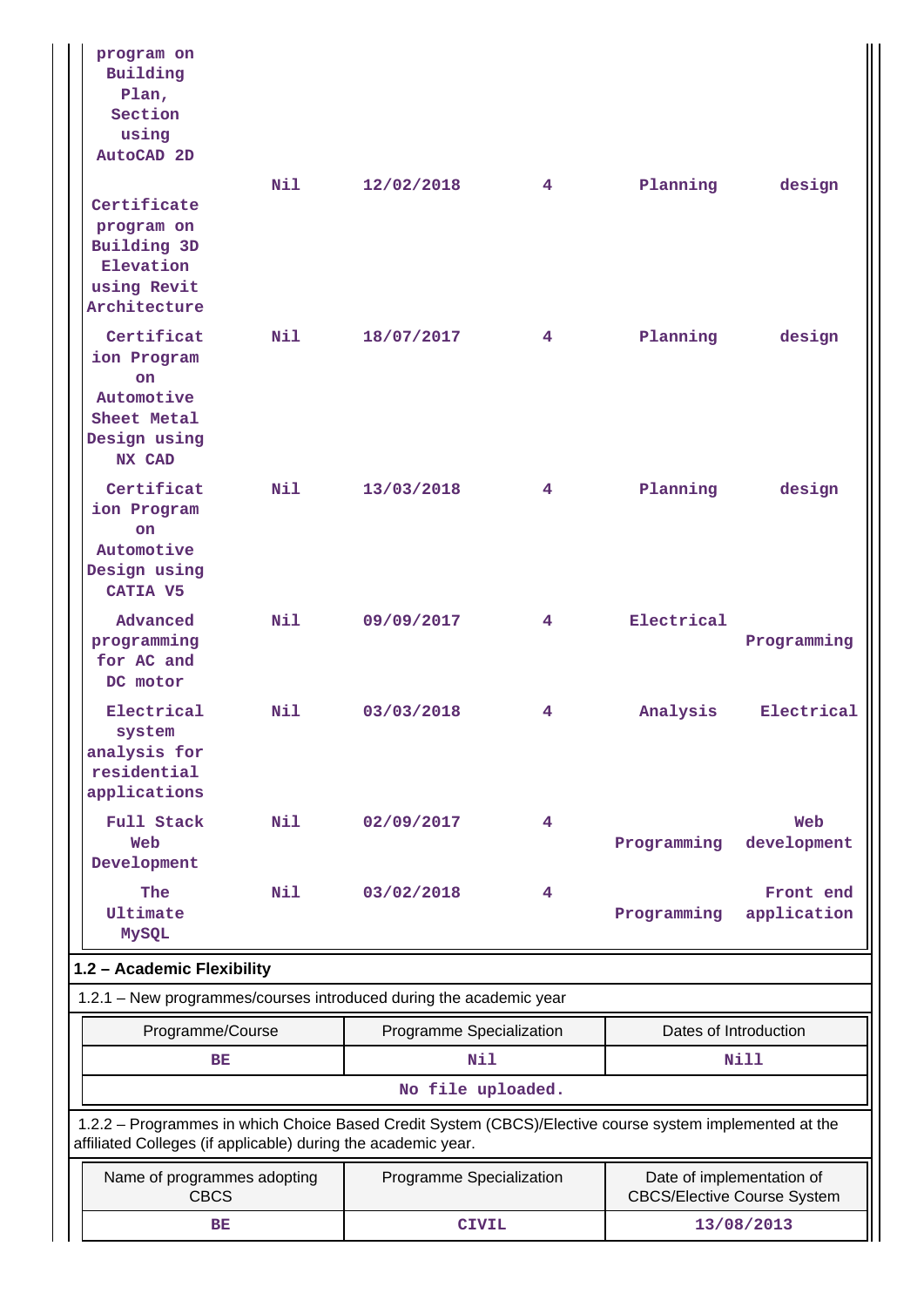| | | | | | |
|---|---|---|---|---|---|
| program on Building Plan, Section using AutoCAD 2D | | | | | |
| Certificate program on Building 3D Elevation using Revit Architecture | Nil | 12/02/2018 | 4 | Planning | design |
| Certification Program on Automotive Sheet Metal Design using NX CAD | Nil | 18/07/2017 | 4 | Planning | design |
| Certification Program on Automotive Design using CATIA V5 | Nil | 13/03/2018 | 4 | Planning | design |
| Advanced programming for AC and DC motor | Nil | 09/09/2017 | 4 | Electrical | Programming |
| Electrical system analysis for residential applications | Nil | 03/03/2018 | 4 | Analysis | Electrical |
| Full Stack Web Development | Nil | 02/09/2017 | 4 | Programming | Web development |
| The Ultimate MySQL | Nil | 03/02/2018 | 4 | Programming | Front end application |

## 1.2 – Academic Flexibility

1.2.1 – New programmes/courses introduced during the academic year

| Programme/Course | Programme Specialization | Dates of Introduction |
|---|---|---|
| BE | Nil | Nill |
| No file uploaded. | | |

1.2.2 – Programmes in which Choice Based Credit System (CBCS)/Elective course system implemented at the affiliated Colleges (if applicable) during the academic year.

| Name of programmes adopting CBCS | Programme Specialization | Date of implementation of CBCS/Elective Course System |
|---|---|---|
| BE | CIVIL | 13/08/2013 |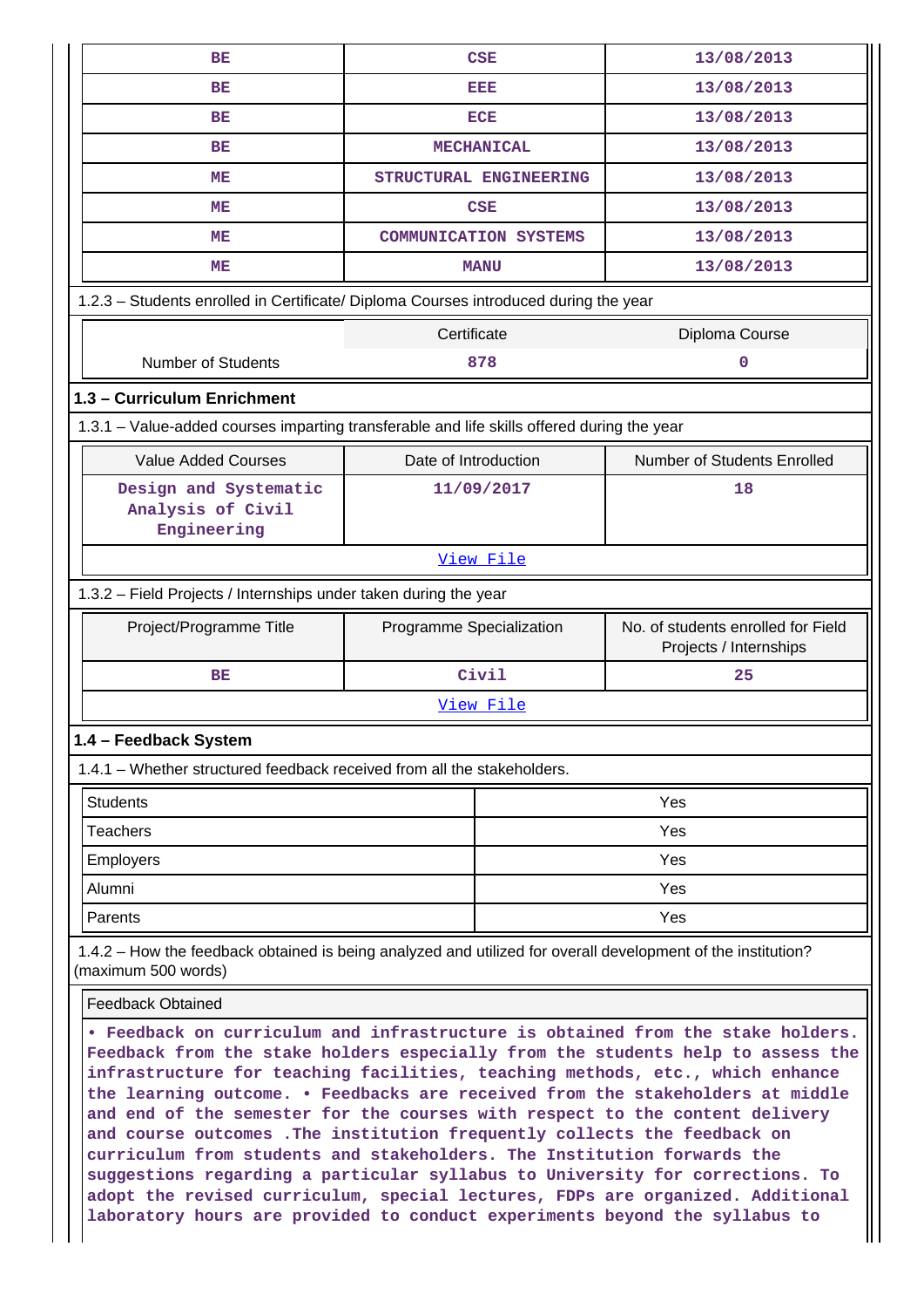| | | |
|---|---|---|
| BE | CSE | 13/08/2013 |
| BE | EEE | 13/08/2013 |
| BE | ECE | 13/08/2013 |
| BE | MECHANICAL | 13/08/2013 |
| ME | STRUCTURAL ENGINEERING | 13/08/2013 |
| ME | CSE | 13/08/2013 |
| ME | COMMUNICATION SYSTEMS | 13/08/2013 |
| ME | MANU | 13/08/2013 |

1.2.3 – Students enrolled in Certificate/ Diploma Courses introduced during the year

| | Certificate | Diploma Course |
|---|---|---|
| Number of Students | 878 | 0 |

### 1.3 – Curriculum Enrichment

1.3.1 – Value-added courses imparting transferable and life skills offered during the year

| Value Added Courses | Date of Introduction | Number of Students Enrolled |
|---|---|---|
| Design and Systematic Analysis of Civil Engineering | 11/09/2017 | 18 |

View File

1.3.2 – Field Projects / Internships under taken during the year

| Project/Programme Title | Programme Specialization | No. of students enrolled for Field Projects / Internships |
|---|---|---|
| BE | Civil | 25 |

View File

### 1.4 – Feedback System

1.4.1 – Whether structured feedback received from all the stakeholders.

| | |
|---|---|
| Students | Yes |
| Teachers | Yes |
| Employers | Yes |
| Alumni | Yes |
| Parents | Yes |

1.4.2 – How the feedback obtained is being analyzed and utilized for overall development of the institution? (maximum 500 words)

Feedback Obtained

• Feedback on curriculum and infrastructure is obtained from the stake holders. Feedback from the stake holders especially from the students help to assess the infrastructure for teaching facilities, teaching methods, etc., which enhance the learning outcome. • Feedbacks are received from the stakeholders at middle and end of the semester for the courses with respect to the content delivery and course outcomes .The institution frequently collects the feedback on curriculum from students and stakeholders. The Institution forwards the suggestions regarding a particular syllabus to University for corrections. To adopt the revised curriculum, special lectures, FDPs are organized. Additional laboratory hours are provided to conduct experiments beyond the syllabus to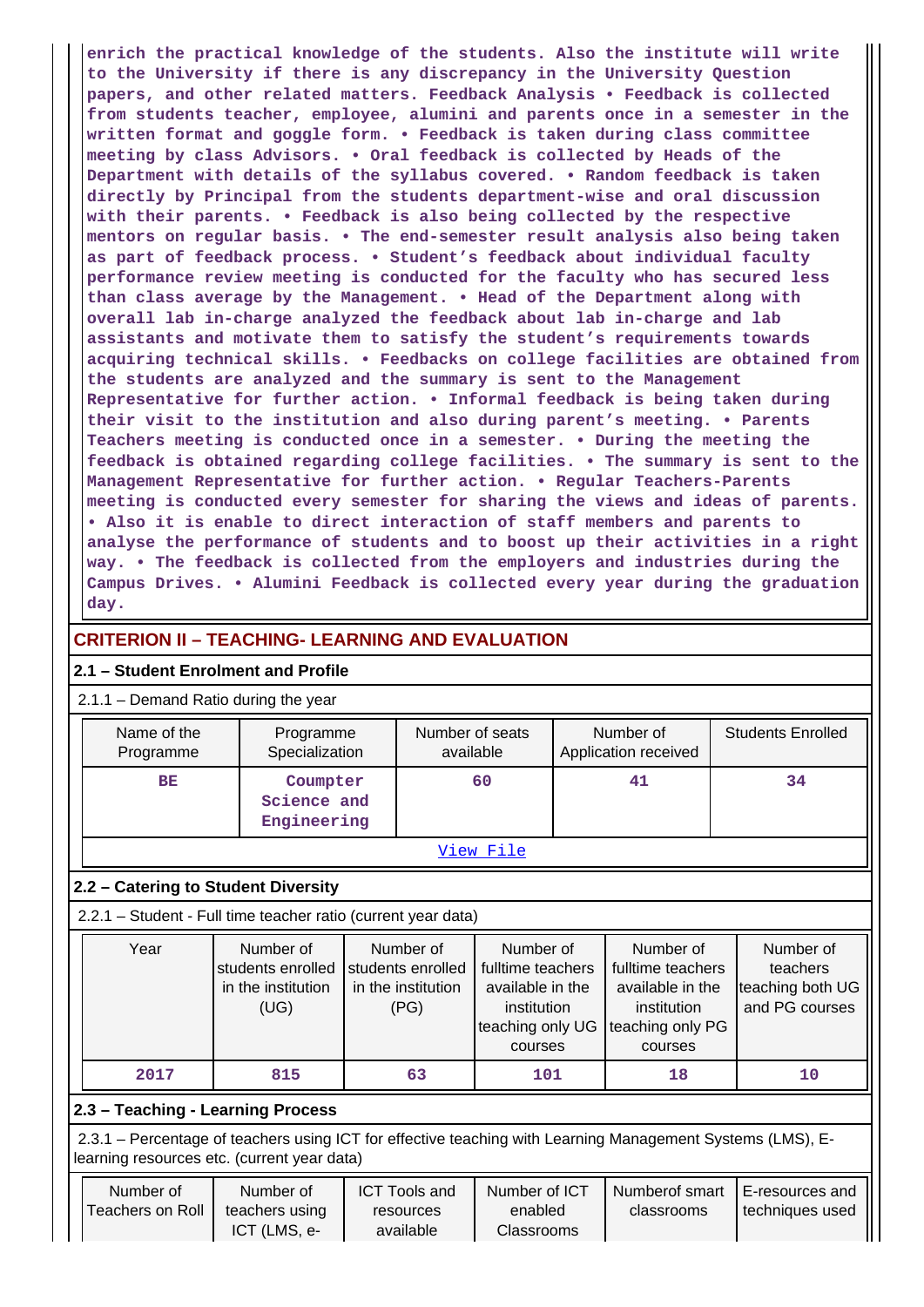enrich the practical knowledge of the students. Also the institute will write to the University if there is any discrepancy in the University Question papers, and other related matters. Feedback Analysis • Feedback is collected from students teacher, employee, alumini and parents once in a semester in the written format and goggle form. • Feedback is taken during class committee meeting by class Advisors. • Oral feedback is collected by Heads of the Department with details of the syllabus covered. • Random feedback is taken directly by Principal from the students department-wise and oral discussion with their parents. • Feedback is also being collected by the respective mentors on regular basis. • The end-semester result analysis also being taken as part of feedback process. • Student's feedback about individual faculty performance review meeting is conducted for the faculty who has secured less than class average by the Management. • Head of the Department along with overall lab in-charge analyzed the feedback about lab in-charge and lab assistants and motivate them to satisfy the student's requirements towards acquiring technical skills. • Feedbacks on college facilities are obtained from the students are analyzed and the summary is sent to the Management Representative for further action. • Informal feedback is being taken during their visit to the institution and also during parent's meeting. • Parents Teachers meeting is conducted once in a semester. • During the meeting the feedback is obtained regarding college facilities. • The summary is sent to the Management Representative for further action. • Regular Teachers-Parents meeting is conducted every semester for sharing the views and ideas of parents. • Also it is enable to direct interaction of staff members and parents to analyse the performance of students and to boost up their activities in a right way. • The feedback is collected from the employers and industries during the Campus Drives. • Alumini Feedback is collected every year during the graduation day.

## CRITERION II – TEACHING- LEARNING AND EVALUATION

### 2.1 – Student Enrolment and Profile

2.1.1 – Demand Ratio during the year

| Name of the Programme | Programme Specialization | Number of seats available | Number of Application received | Students Enrolled |
|---|---|---|---|---|
| BE | Coumpter Science and Engineering | 60 | 41 | 34 |

View File

### 2.2 – Catering to Student Diversity

2.2.1 – Student - Full time teacher ratio (current year data)

| Year | Number of students enrolled in the institution (UG) | Number of students enrolled in the institution (PG) | Number of fulltime teachers available in the institution teaching only UG courses | Number of fulltime teachers available in the institution teaching only PG courses | Number of teachers teaching both UG and PG courses |
|---|---|---|---|---|---|
| 2017 | 815 | 63 | 101 | 18 | 10 |

### 2.3 – Teaching - Learning Process

2.3.1 – Percentage of teachers using ICT for effective teaching with Learning Management Systems (LMS), E-learning resources etc. (current year data)

| Number of Teachers on Roll | Number of teachers using ICT (LMS, e- | ICT Tools and resources available | Number of ICT enabled Classrooms | Numberof smart classrooms | E-resources and techniques used |
|---|---|---|---|---|---|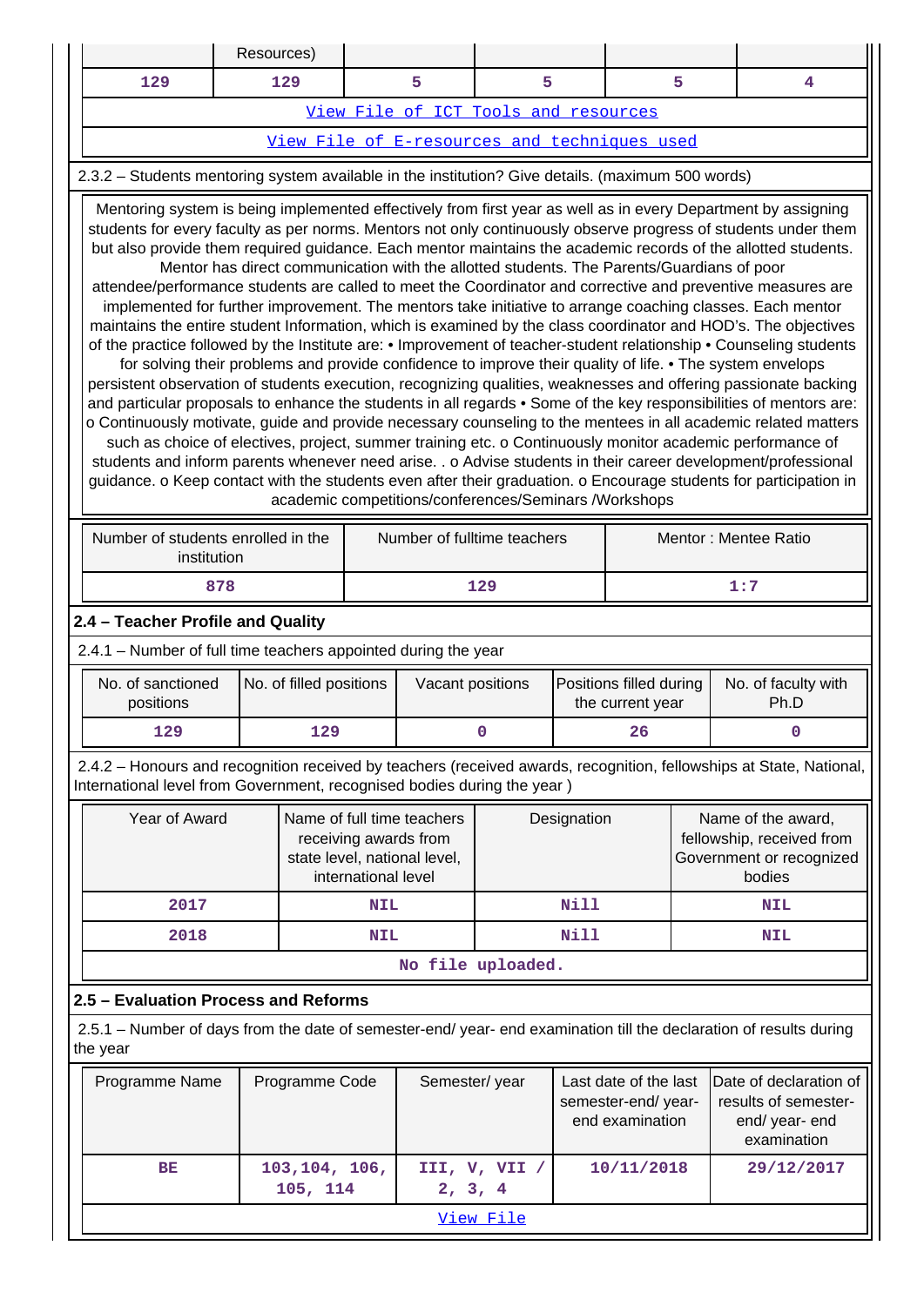| | Resources) | | | | |
|---|---|---|---|---|---|
| 129 | 129 | 5 | 5 | 5 | 4 |
| View File of ICT Tools and resources | | | | | |
| View File of E-resources and techniques used | | | | | |

2.3.2 – Students mentoring system available in the institution? Give details. (maximum 500 words)

Mentoring system is being implemented effectively from first year as well as in every Department by assigning students for every faculty as per norms. Mentors not only continuously observe progress of students under them but also provide them required guidance. Each mentor maintains the academic records of the allotted students. Mentor has direct communication with the allotted students. The Parents/Guardians of poor attendee/performance students are called to meet the Coordinator and corrective and preventive measures are implemented for further improvement. The mentors take initiative to arrange coaching classes. Each mentor maintains the entire student Information, which is examined by the class coordinator and HOD's. The objectives of the practice followed by the Institute are: • Improvement of teacher-student relationship • Counseling students for solving their problems and provide confidence to improve their quality of life. • The system envelops persistent observation of students execution, recognizing qualities, weaknesses and offering passionate backing and particular proposals to enhance the students in all regards • Some of the key responsibilities of mentors are: o Continuously motivate, guide and provide necessary counseling to the mentees in all academic related matters such as choice of electives, project, summer training etc. o Continuously monitor academic performance of students and inform parents whenever need arise. . o Advise students in their career development/professional guidance. o Keep contact with the students even after their graduation. o Encourage students for participation in academic competitions/conferences/Seminars /Workshops

| Number of students enrolled in the institution | Number of fulltime teachers | Mentor : Mentee Ratio |
|---|---|---|
| 878 | 129 | 1:7 |

## 2.4 – Teacher Profile and Quality

2.4.1 – Number of full time teachers appointed during the year

| No. of sanctioned positions | No. of filled positions | Vacant positions | Positions filled during the current year | No. of faculty with Ph.D |
|---|---|---|---|---|
| 129 | 129 | 0 | 26 | 0 |

2.4.2 – Honours and recognition received by teachers (received awards, recognition, fellowships at State, National, International level from Government, recognised bodies during the year )

| Year of Award | Name of full time teachers receiving awards from state level, national level, international level | Designation | Name of the award, fellowship, received from Government or recognized bodies |
|---|---|---|---|
| 2017 | NIL | Nill | NIL |
| 2018 | NIL | Nill | NIL |
| No file uploaded. | | | |

## 2.5 – Evaluation Process and Reforms

2.5.1 – Number of days from the date of semester-end/ year- end examination till the declaration of results during the year

| Programme Name | Programme Code | Semester/ year | Last date of the last semester-end/ year-end examination | Date of declaration of results of semester-end/ year- end examination |
|---|---|---|---|---|
| BE | 103,104, 106, 105, 114 | III, V, VII / 2, 3, 4 | 10/11/2018 | 29/12/2017 |
| View File | | | | |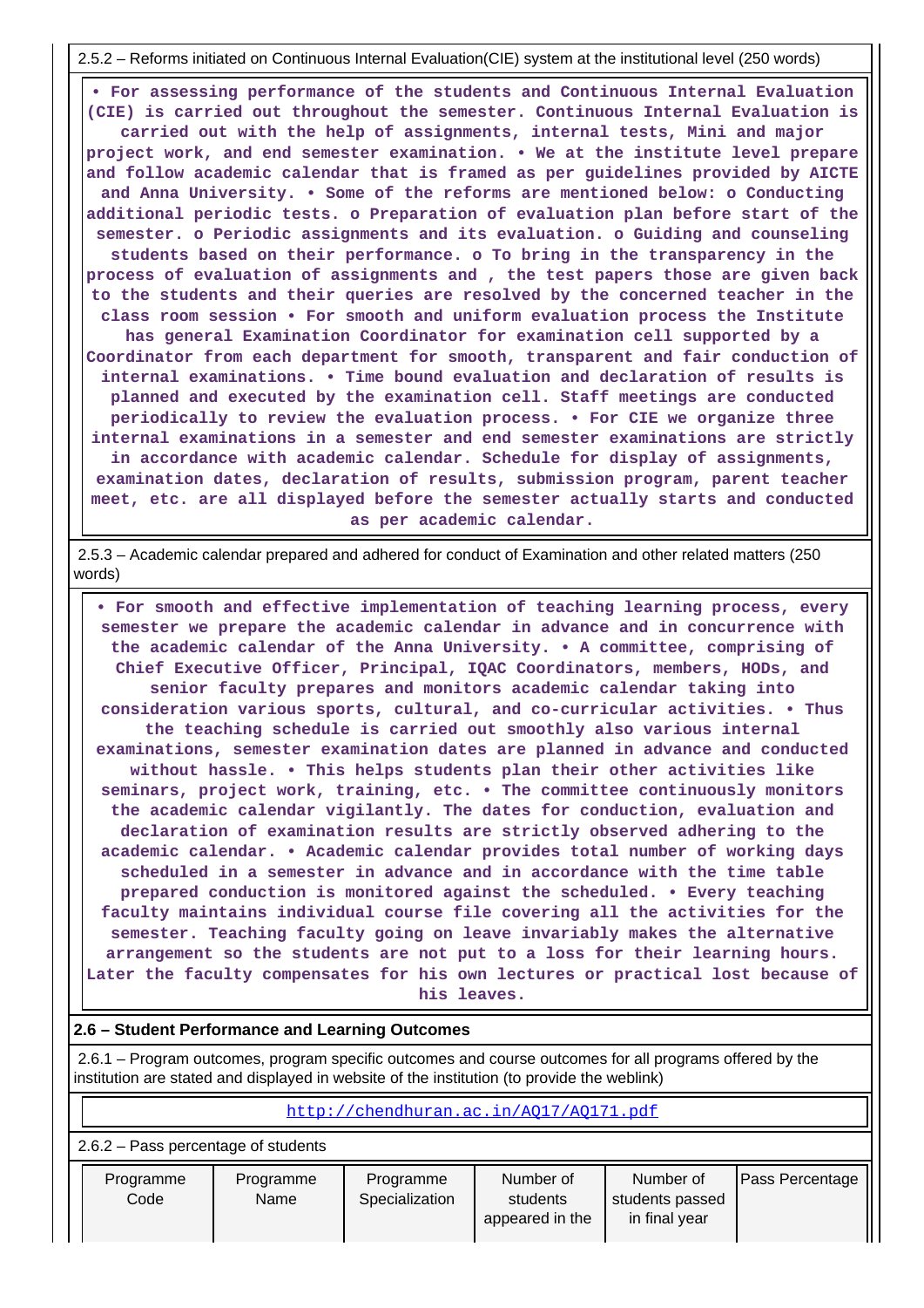2.5.2 – Reforms initiated on Continuous Internal Evaluation(CIE) system at the institutional level (250 words)

• For assessing performance of the students and Continuous Internal Evaluation (CIE) is carried out throughout the semester. Continuous Internal Evaluation is carried out with the help of assignments, internal tests, Mini and major project work, and end semester examination. • We at the institute level prepare and follow academic calendar that is framed as per guidelines provided by AICTE and Anna University. • Some of the reforms are mentioned below: o Conducting additional periodic tests. o Preparation of evaluation plan before start of the semester. o Periodic assignments and its evaluation. o Guiding and counseling students based on their performance. o To bring in the transparency in the process of evaluation of assignments and , the test papers those are given back to the students and their queries are resolved by the concerned teacher in the class room session • For smooth and uniform evaluation process the Institute has general Examination Coordinator for examination cell supported by a Coordinator from each department for smooth, transparent and fair conduction of internal examinations. • Time bound evaluation and declaration of results is planned and executed by the examination cell. Staff meetings are conducted periodically to review the evaluation process. • For CIE we organize three internal examinations in a semester and end semester examinations are strictly in accordance with academic calendar. Schedule for display of assignments, examination dates, declaration of results, submission program, parent teacher meet, etc. are all displayed before the semester actually starts and conducted as per academic calendar.

2.5.3 – Academic calendar prepared and adhered for conduct of Examination and other related matters (250 words)

• For smooth and effective implementation of teaching learning process, every semester we prepare the academic calendar in advance and in concurrence with the academic calendar of the Anna University. • A committee, comprising of Chief Executive Officer, Principal, IQAC Coordinators, members, HODs, and senior faculty prepares and monitors academic calendar taking into consideration various sports, cultural, and co-curricular activities. • Thus the teaching schedule is carried out smoothly also various internal examinations, semester examination dates are planned in advance and conducted without hassle. • This helps students plan their other activities like seminars, project work, training, etc. • The committee continuously monitors the academic calendar vigilantly. The dates for conduction, evaluation and declaration of examination results are strictly observed adhering to the academic calendar. • Academic calendar provides total number of working days scheduled in a semester in advance and in accordance with the time table prepared conduction is monitored against the scheduled. • Every teaching faculty maintains individual course file covering all the activities for the semester. Teaching faculty going on leave invariably makes the alternative arrangement so the students are not put to a loss for their learning hours. Later the faculty compensates for his own lectures or practical lost because of his leaves.

## 2.6 – Student Performance and Learning Outcomes

2.6.1 – Program outcomes, program specific outcomes and course outcomes for all programs offered by the institution are stated and displayed in website of the institution (to provide the weblink)

http://chendhuran.ac.in/AQ17/AQ171.pdf

2.6.2 – Pass percentage of students

| Programme Code | Programme Name | Programme Specialization | Number of students appeared in the | Number of students passed in final year | Pass Percentage |
|---|---|---|---|---|---|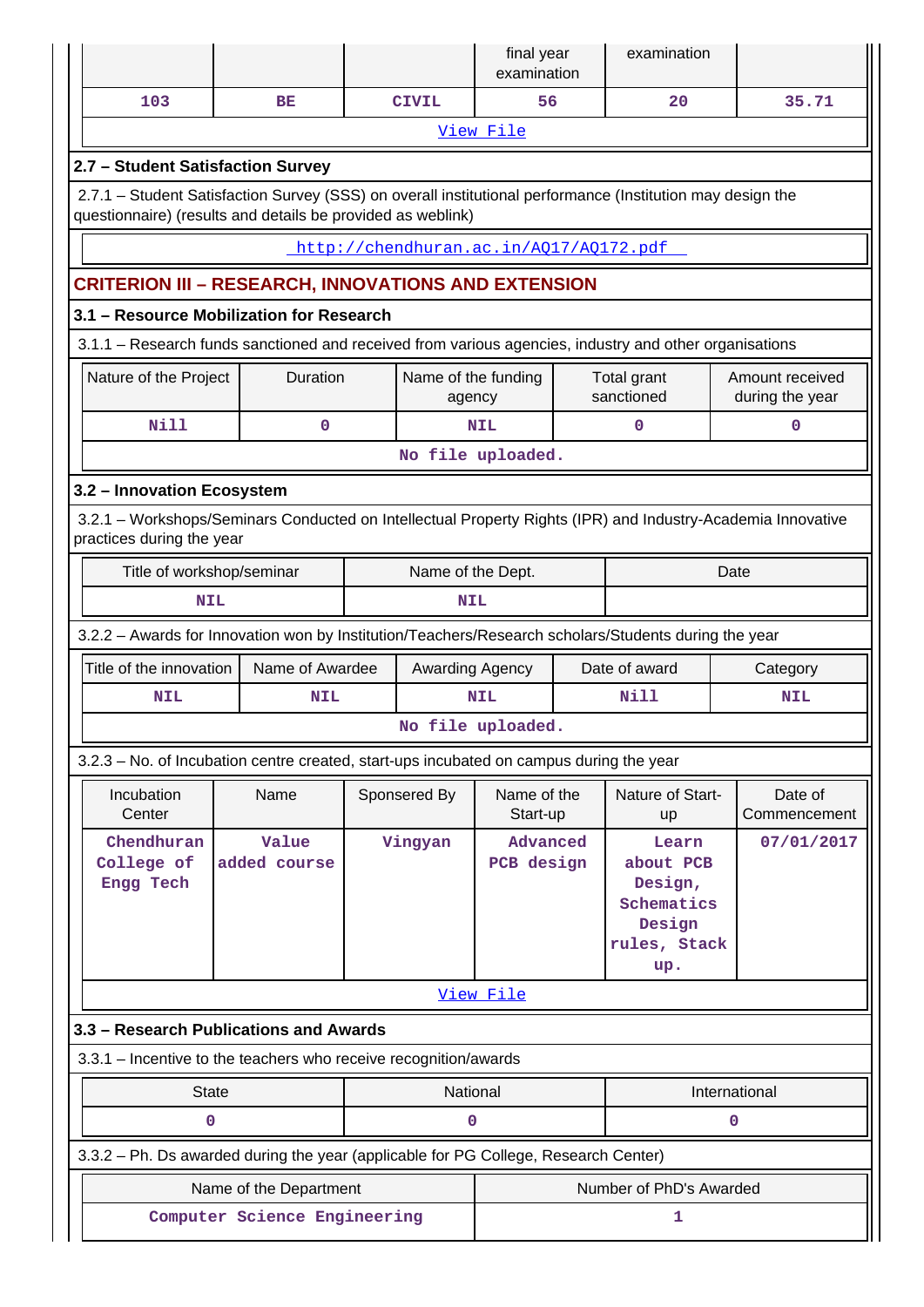| | | | final year examination | examination | |
|---|---|---|---|---|---|
| 103 | BE | CIVIL | 56 | 20 | 35.71 |

View File

## 2.7 – Student Satisfaction Survey

2.7.1 – Student Satisfaction Survey (SSS) on overall institutional performance (Institution may design the questionnaire) (results and details be provided as weblink)

http://chendhuran.ac.in/AQ17/AQ172.pdf

# CRITERION III – RESEARCH, INNOVATIONS AND EXTENSION

## 3.1 – Resource Mobilization for Research

3.1.1 – Research funds sanctioned and received from various agencies, industry and other organisations

| Nature of the Project | Duration | Name of the funding agency | Total grant sanctioned | Amount received during the year |
|---|---|---|---|---|
| Nill | 0 | NIL | 0 | 0 |

No file uploaded.

## 3.2 – Innovation Ecosystem

3.2.1 – Workshops/Seminars Conducted on Intellectual Property Rights (IPR) and Industry-Academia Innovative practices during the year

| Title of workshop/seminar | Name of the Dept. | Date |
|---|---|---|
| NIL | NIL | |

3.2.2 – Awards for Innovation won by Institution/Teachers/Research scholars/Students during the year

| Title of the innovation | Name of Awardee | Awarding Agency | Date of award | Category |
|---|---|---|---|---|
| NIL | NIL | NIL | Nill | NIL |

No file uploaded.

3.2.3 – No. of Incubation centre created, start-ups incubated on campus during the year

| Incubation Center | Name | Sponsered By | Name of the Start-up | Nature of Start-up | Date of Commencement |
|---|---|---|---|---|---|
| Chendhuran College of Engg Tech | Value added course | Vingyan | Advanced PCB design | Learn about PCB Design, Schematics Design rules, Stack up. | 07/01/2017 |

View File

## 3.3 – Research Publications and Awards

3.3.1 – Incentive to the teachers who receive recognition/awards

| State | National | International |
|---|---|---|
| 0 | 0 | 0 |

3.3.2 – Ph. Ds awarded during the year (applicable for PG College, Research Center)

| Name of the Department | Number of PhD's Awarded |
|---|---|
| Computer Science Engineering | 1 |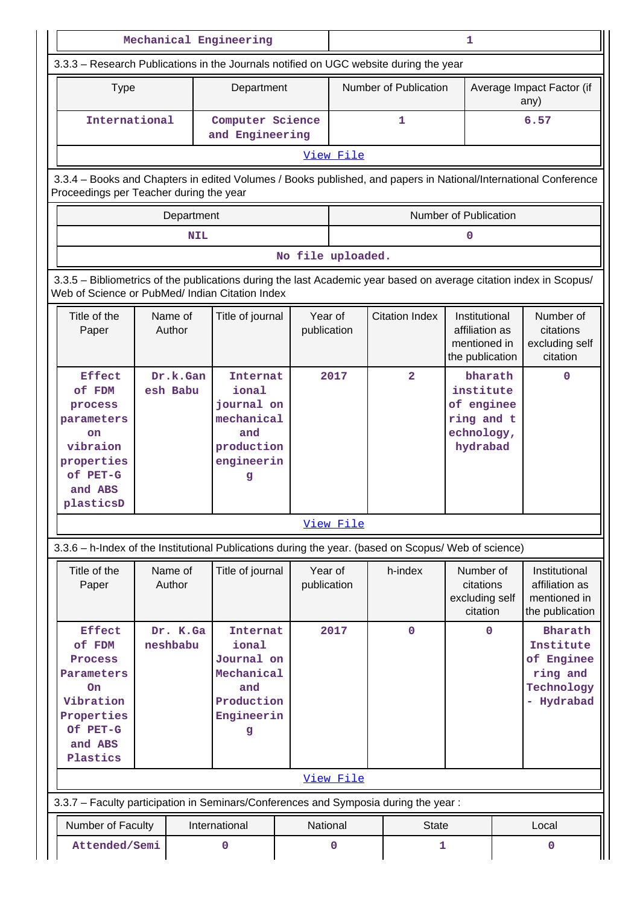| Mechanical Engineering | 1 |
|---|---|

3.3.3 – Research Publications in the Journals notified on UGC website during the year

| Type | Department | Number of Publication | Average Impact Factor (if any) |
|---|---|---|---|
| International | Computer Science and Engineering | 1 | 6.57 |

View File

3.3.4 – Books and Chapters in edited Volumes / Books published, and papers in National/International Conference Proceedings per Teacher during the year

| Department | Number of Publication |
|---|---|
| NIL | 0 |

No file uploaded.

3.3.5 – Bibliometrics of the publications during the last Academic year based on average citation index in Scopus/ Web of Science or PubMed/ Indian Citation Index

| Title of the Paper | Name of Author | Title of journal | Year of publication | Citation Index | Institutional affiliation as mentioned in the publication | Number of citations excluding self citation |
|---|---|---|---|---|---|---|
| Effect of FDM process parameters on vibraion properties of PET-G and ABS plasticsD | Dr.k.Ganesh Babu | International journal on mechanical and production engineering | 2017 | 2 | bharath institute of enginee ring and technology, hydrabad | 0 |

View File

3.3.6 – h-Index of the Institutional Publications during the year. (based on Scopus/ Web of science)

| Title of the Paper | Name of Author | Title of journal | Year of publication | h-index | Number of citations excluding self citation | Institutional affiliation as mentioned in the publication |
|---|---|---|---|---|---|---|
| Effect of FDM Process Parameters On Vibration Properties Of PET-G and ABS Plastics | Dr. K.Ganeshbabu | International Journal on Mechanical and Production Engineering | 2017 | 0 | 0 | Bharath Institute of Engineering and Technology - Hydrabad |

View File

3.3.7 – Faculty participation in Seminars/Conferences and Symposia during the year :

| Number of Faculty | International | National | State | Local |
|---|---|---|---|---|
| Attended/Semi | 0 | 0 | 1 | 0 |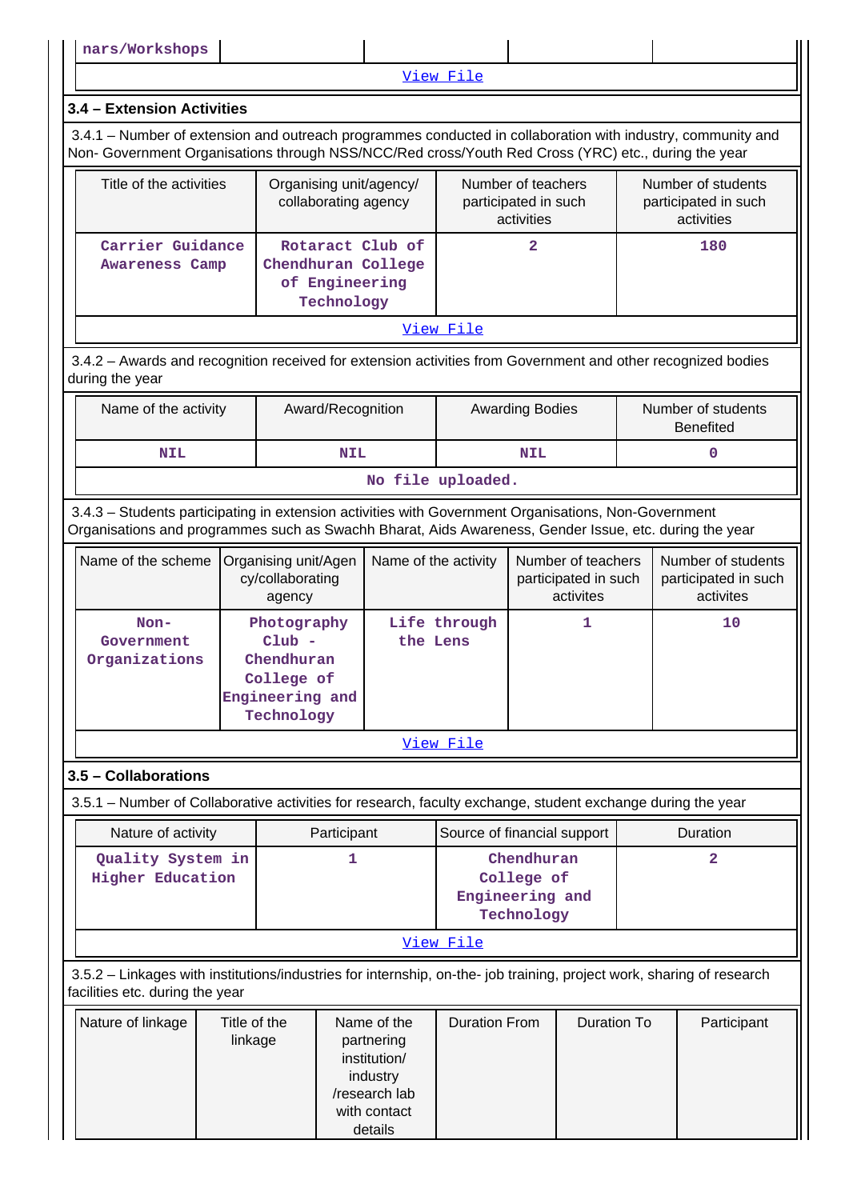| nars/Workshops | | | | |
|---|---|---|---|---|

View File

### 3.4 – Extension Activities

3.4.1 – Number of extension and outreach programmes conducted in collaboration with industry, community and Non- Government Organisations through NSS/NCC/Red cross/Youth Red Cross (YRC) etc., during the year

| Title of the activities | Organising unit/agency/ collaborating agency | Number of teachers participated in such activities | Number of students participated in such activities |
|---|---|---|---|
| Carrier Guidance Awareness Camp | Rotaract Club of Chendhuran College of Engineering Technology | 2 | 180 |

View File

3.4.2 – Awards and recognition received for extension activities from Government and other recognized bodies during the year

| Name of the activity | Award/Recognition | Awarding Bodies | Number of students Benefited |
|---|---|---|---|
| NIL | NIL | NIL | 0 |

No file uploaded.

3.4.3 – Students participating in extension activities with Government Organisations, Non-Government Organisations and programmes such as Swachh Bharat, Aids Awareness, Gender Issue, etc. during the year

| Name of the scheme | Organising unit/Agency/collaborating agency | Name of the activity | Number of teachers participated in such activites | Number of students participated in such activites |
|---|---|---|---|---|
| Non-Government Organizations | Photography Club - Chendhuran College of Engineering and Technology | Life through the Lens | 1 | 10 |

View File

### 3.5 – Collaborations

3.5.1 – Number of Collaborative activities for research, faculty exchange, student exchange during the year

| Nature of activity | Participant | Source of financial support | Duration |
|---|---|---|---|
| Quality System in Higher Education | 1 | Chendhuran College of Engineering and Technology | 2 |

View File

3.5.2 – Linkages with institutions/industries for internship, on-the- job training, project work, sharing of research facilities etc. during the year

| Nature of linkage | Title of the linkage | Name of the partnering institution/ industry /research lab with contact details | Duration From | Duration To | Participant |
|---|---|---|---|---|---|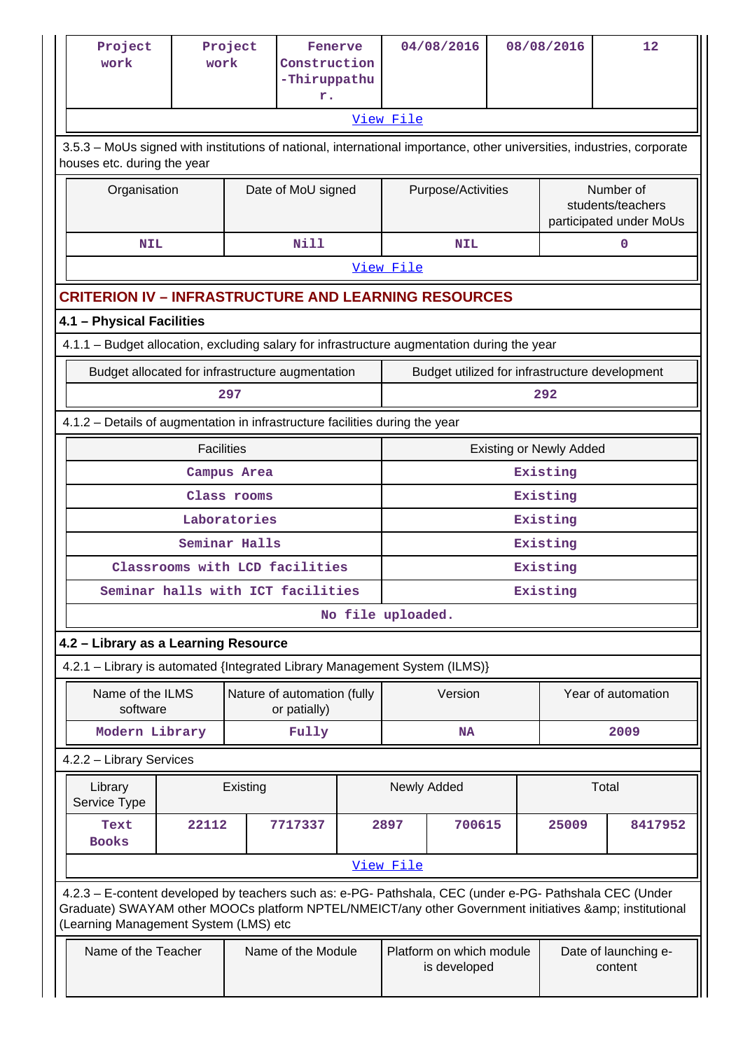| Project work | Project work | Fenerve Construction -Thiruppathur. | 04/08/2016 | 08/08/2016 | 12 |
|---|---|---|---|---|---|

View File

3.5.3 – MoUs signed with institutions of national, international importance, other universities, industries, corporate houses etc. during the year

| Organisation | Date of MoU signed | Purpose/Activities | Number of students/teachers participated under MoUs |
|---|---|---|---|
| NIL | Nill | NIL | 0 |

View File

## CRITERION IV – INFRASTRUCTURE AND LEARNING RESOURCES

### 4.1 – Physical Facilities

4.1.1 – Budget allocation, excluding salary for infrastructure augmentation during the year

| Budget allocated for infrastructure augmentation | Budget utilized for infrastructure development |
|---|---|
| 297 | 292 |

4.1.2 – Details of augmentation in infrastructure facilities during the year

| Facilities | Existing or Newly Added |
|---|---|
| Campus Area | Existing |
| Class rooms | Existing |
| Laboratories | Existing |
| Seminar Halls | Existing |
| Classrooms with LCD facilities | Existing |
| Seminar halls with ICT facilities | Existing |

No file uploaded.

### 4.2 – Library as a Learning Resource

4.2.1 – Library is automated {Integrated Library Management System (ILMS)}

| Name of the ILMS software | Nature of automation (fully or patially) | Version | Year of automation |
|---|---|---|---|
| Modern Library | Fully | NA | 2009 |

4.2.2 – Library Services

| Library Service Type | Existing | | Newly Added | | Total | |
|---|---|---|---|---|---|---|
| Text Books | 22112 | 7717337 | 2897 | 700615 | 25009 | 8417952 |

View File

4.2.3 – E-content developed by teachers such as: e-PG- Pathshala, CEC (under e-PG- Pathshala CEC (Under Graduate) SWAYAM other MOOCs platform NPTEL/NMEICT/any other Government initiatives &amp; institutional (Learning Management System (LMS) etc

| Name of the Teacher | Name of the Module | Platform on which module is developed | Date of launching e-content |
|---|---|---|---|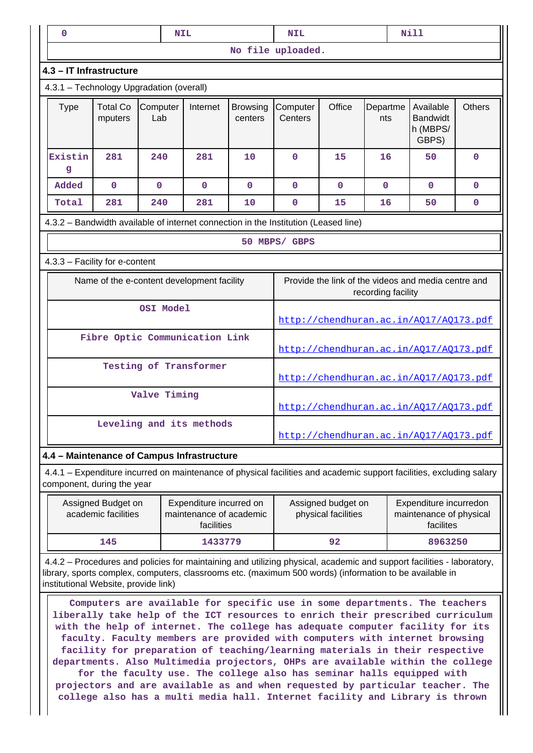| 0 | NIL | NIL | Nill |
|---|---|---|---|
| No file uploaded. | | | |

**4.3 – IT Infrastructure**

4.3.1 – Technology Upgradation (overall)

| Type | Total Computers | Computer Lab | Internet | Browsing centers | Computer Centers | Office | Departments | Available Bandwidth (MBPS/ GBPS) | Others |
|---|---|---|---|---|---|---|---|---|---|
| Existing | 281 | 240 | 281 | 10 | 0 | 15 | 16 | 50 | 0 |
| Added | 0 | 0 | 0 | 0 | 0 | 0 | 0 | 0 | 0 |
| Total | 281 | 240 | 281 | 10 | 0 | 15 | 16 | 50 | 0 |

4.3.2 – Bandwidth available of internet connection in the Institution (Leased line)

50 MBPS/ GBPS

4.3.3 – Facility for e-content

| Name of the e-content development facility | Provide the link of the videos and media centre and recording facility |
|---|---|
| OSI Model | http://chendhuran.ac.in/AQ17/AQ173.pdf |
| Fibre Optic Communication Link | http://chendhuran.ac.in/AQ17/AQ173.pdf |
| Testing of Transformer | http://chendhuran.ac.in/AQ17/AQ173.pdf |
| Valve Timing | http://chendhuran.ac.in/AQ17/AQ173.pdf |
| Leveling and its methods | http://chendhuran.ac.in/AQ17/AQ173.pdf |

**4.4 – Maintenance of Campus Infrastructure**

4.4.1 – Expenditure incurred on maintenance of physical facilities and academic support facilities, excluding salary component, during the year

| Assigned Budget on academic facilities | Expenditure incurred on maintenance of academic facilities | Assigned budget on physical facilities | Expenditure incurredon maintenance of physical facilites |
|---|---|---|---|
| 145 | 1433779 | 92 | 8963250 |

4.4.2 – Procedures and policies for maintaining and utilizing physical, academic and support facilities - laboratory, library, sports complex, computers, classrooms etc. (maximum 500 words) (information to be available in institutional Website, provide link)

Computers are available for specific use in some departments. The teachers liberally take help of the ICT resources to enrich their prescribed curriculum with the help of internet. The college has adequate computer facility for its faculty. Faculty members are provided with computers with internet browsing facility for preparation of teaching/learning materials in their respective departments. Also Multimedia projectors, OHPs are available within the college for the faculty use. The college also has seminar halls equipped with projectors and are available as and when requested by particular teacher. The college also has a multi media hall. Internet facility and Library is thrown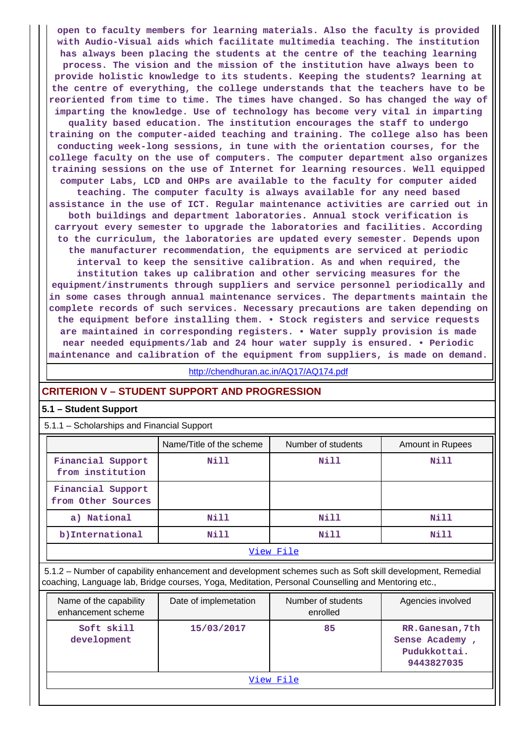open to faculty members for learning materials. Also the faculty is provided with Audio-Visual aids which facilitate multimedia teaching. The institution has always been placing the students at the centre of the teaching learning process. The vision and the mission of the institution have always been to provide holistic knowledge to its students. Keeping the students? learning at the centre of everything, the college understands that the teachers have to be reoriented from time to time. The times have changed. So has changed the way of imparting the knowledge. Use of technology has become very vital in imparting quality based education. The institution encourages the staff to undergo training on the computer-aided teaching and training. The college also has been conducting week-long sessions, in tune with the orientation courses, for the college faculty on the use of computers. The computer department also organizes training sessions on the use of Internet for learning resources. Well equipped computer Labs, LCD and OHPs are available to the faculty for computer aided teaching. The computer faculty is always available for any need based assistance in the use of ICT. Regular maintenance activities are carried out in both buildings and department laboratories. Annual stock verification is carryout every semester to upgrade the laboratories and facilities. According to the curriculum, the laboratories are updated every semester. Depends upon the manufacturer recommendation, the equipments are serviced at periodic interval to keep the sensitive calibration. As and when required, the institution takes up calibration and other servicing measures for the equipment/instruments through suppliers and service personnel periodically and in some cases through annual maintenance services. The departments maintain the complete records of such services. Necessary precautions are taken depending on the equipment before installing them. • Stock registers and service requests are maintained in corresponding registers. • Water supply provision is made near needed equipments/lab and 24 hour water supply is ensured. • Periodic maintenance and calibration of the equipment from suppliers, is made on demand.

http://chendhuran.ac.in/AQ17/AQ174.pdf

## CRITERION V – STUDENT SUPPORT AND PROGRESSION

### 5.1 – Student Support

5.1.1 – Scholarships and Financial Support

| | Name/Title of the scheme | Number of students | Amount in Rupees |
|---|---|---|---|
| Financial Support from institution | Nill | Nill | Nill |
| Financial Support from Other Sources | | | |
| a) National | Nill | Nill | Nill |
| b)International | Nill | Nill | Nill |

View File

5.1.2 – Number of capability enhancement and development schemes such as Soft skill development, Remedial coaching, Language lab, Bridge courses, Yoga, Meditation, Personal Counselling and Mentoring etc.,

| Name of the capability enhancement scheme | Date of implemetation | Number of students enrolled | Agencies involved |
|---|---|---|---|
| Soft skill development | 15/03/2017 | 85 | RR.Ganesan,7th Sense Academy , Pudukkottai. 9443827035 |

View File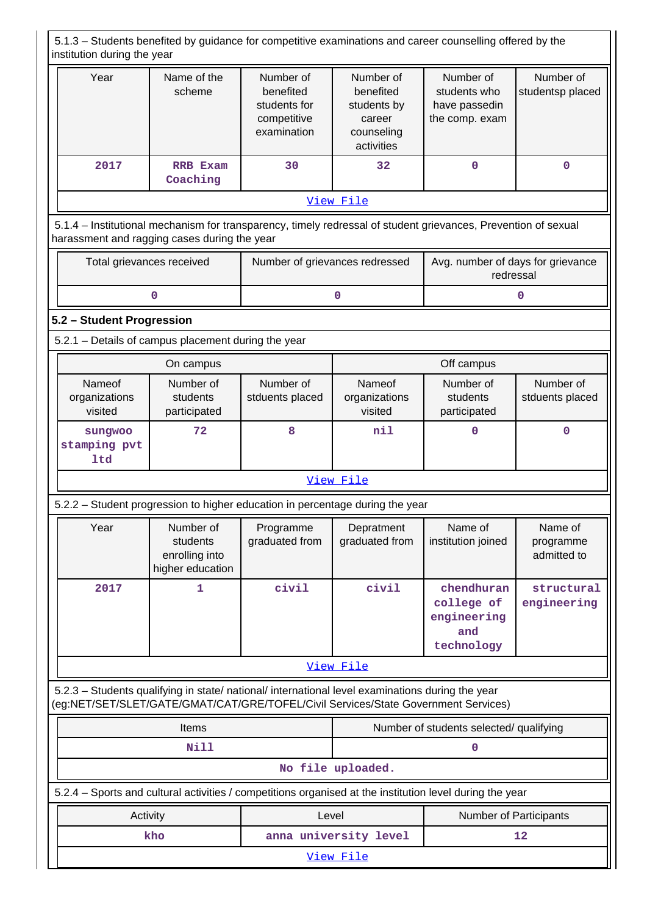5.1.3 – Students benefited by guidance for competitive examinations and career counselling offered by the institution during the year

| Year | Name of the scheme | Number of benefited students for competitive examination | Number of benefited students by career counseling activities | Number of students who have passedin the comp. exam | Number of studentsp placed |
|---|---|---|---|---|---|
| 2017 | RRB Exam Coaching | 30 | 32 | 0 | 0 |

View File

5.1.4 – Institutional mechanism for transparency, timely redressal of student grievances, Prevention of sexual harassment and ragging cases during the year

| Total grievances received | Number of grievances redressed | Avg. number of days for grievance redressal |
|---|---|---|
| 0 | 0 | 0 |

## 5.2 – Student Progression

5.2.1 – Details of campus placement during the year

| On campus | | | Off campus | | |
|---|---|---|---|---|---|
| Nameof organizations visited | Number of students participated | Number of stduents placed | Nameof organizations visited | Number of students participated | Number of stduents placed |
| sungwoo stamping pvt ltd | 72 | 8 | nil | 0 | 0 |

View File

5.2.2 – Student progression to higher education in percentage during the year

| Year | Number of students enrolling into higher education | Programme graduated from | Depratment graduated from | Name of institution joined | Name of programme admitted to |
|---|---|---|---|---|---|
| 2017 | 1 | civil | civil | chendhuran college of engineering and technology | structural engineering |

View File

5.2.3 – Students qualifying in state/ national/ international level examinations during the year (eg:NET/SET/SLET/GATE/GMAT/CAT/GRE/TOFEL/Civil Services/State Government Services)

| Items | Number of students selected/ qualifying |
|---|---|
| Nill | 0 |

No file uploaded.

5.2.4 – Sports and cultural activities / competitions organised at the institution level during the year

| Activity | Level | Number of Participants |
|---|---|---|
| kho | anna university level | 12 |

View File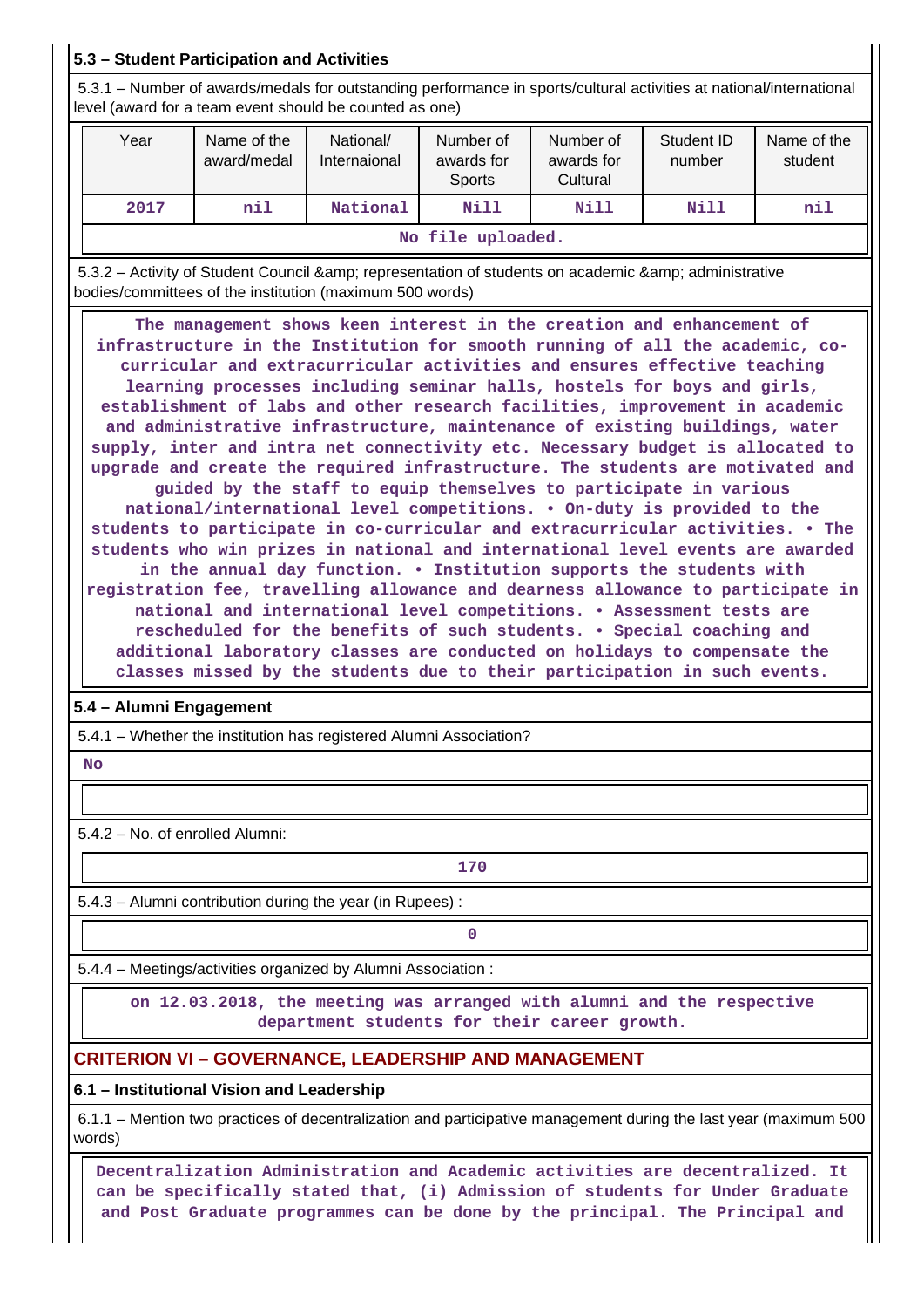### 5.3 – Student Participation and Activities

5.3.1 – Number of awards/medals for outstanding performance in sports/cultural activities at national/international level (award for a team event should be counted as one)

| Year | Name of the award/medal | National/ Internaional | Number of awards for Sports | Number of awards for Cultural | Student ID number | Name of the student |
|---|---|---|---|---|---|---|
| 2017 | nil | National | Nill | Nill | Nill | nil |

No file uploaded.

5.3.2 – Activity of Student Council &amp; representation of students on academic &amp; administrative bodies/committees of the institution (maximum 500 words)

The management shows keen interest in the creation and enhancement of infrastructure in the Institution for smooth running of all the academic, co-curricular and extracurricular activities and ensures effective teaching learning processes including seminar halls, hostels for boys and girls, establishment of labs and other research facilities, improvement in academic and administrative infrastructure, maintenance of existing buildings, water supply, inter and intra net connectivity etc. Necessary budget is allocated to upgrade and create the required infrastructure. The students are motivated and guided by the staff to equip themselves to participate in various national/international level competitions. • On-duty is provided to the students to participate in co-curricular and extracurricular activities. • The students who win prizes in national and international level events are awarded in the annual day function. • Institution supports the students with registration fee, travelling allowance and dearness allowance to participate in national and international level competitions. • Assessment tests are rescheduled for the benefits of such students. • Special coaching and additional laboratory classes are conducted on holidays to compensate the classes missed by the students due to their participation in such events.

### 5.4 – Alumni Engagement

5.4.1 – Whether the institution has registered Alumni Association?

No

5.4.2 – No. of enrolled Alumni:

170

5.4.3 – Alumni contribution during the year (in Rupees) :

0

5.4.4 – Meetings/activities organized by Alumni Association :

on 12.03.2018, the meeting was arranged with alumni and the respective department students for their career growth.

## CRITERION VI – GOVERNANCE, LEADERSHIP AND MANAGEMENT

### 6.1 – Institutional Vision and Leadership

6.1.1 – Mention two practices of decentralization and participative management during the last year (maximum 500 words)

Decentralization Administration and Academic activities are decentralized. It can be specifically stated that, (i) Admission of students for Under Graduate and Post Graduate programmes can be done by the principal. The Principal and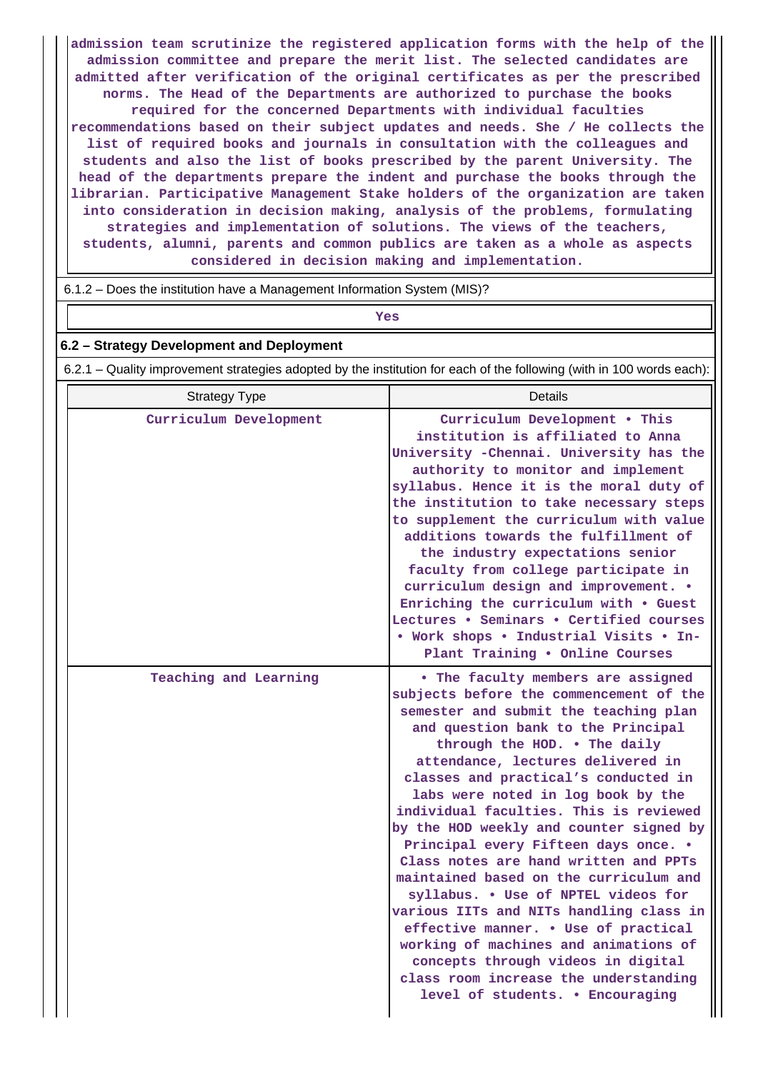admission team scrutinize the registered application forms with the help of the admission committee and prepare the merit list. The selected candidates are admitted after verification of the original certificates as per the prescribed norms. The Head of the Departments are authorized to purchase the books required for the concerned Departments with individual faculties recommendations based on their subject updates and needs. She / He collects the list of required books and journals in consultation with the colleagues and students and also the list of books prescribed by the parent University. The head of the departments prepare the indent and purchase the books through the librarian. Participative Management Stake holders of the organization are taken into consideration in decision making, analysis of the problems, formulating strategies and implementation of solutions. The views of the teachers, students, alumni, parents and common publics are taken as a whole as aspects considered in decision making and implementation.

6.1.2 – Does the institution have a Management Information System (MIS)?

Yes

## 6.2 – Strategy Development and Deployment

6.2.1 – Quality improvement strategies adopted by the institution for each of the following (with in 100 words each):

| Strategy Type | Details |
|---|---|
| Curriculum Development | Curriculum Development • This institution is affiliated to Anna University -Chennai. University has the authority to monitor and implement syllabus. Hence it is the moral duty of the institution to take necessary steps to supplement the curriculum with value additions towards the fulfillment of the industry expectations senior faculty from college participate in curriculum design and improvement. • Enriching the curriculum with • Guest Lectures • Seminars • Certified courses • Work shops • Industrial Visits • In-Plant Training • Online Courses |
| Teaching and Learning | • The faculty members are assigned subjects before the commencement of the semester and submit the teaching plan and question bank to the Principal through the HOD. • The daily attendance, lectures delivered in classes and practical's conducted in labs were noted in log book by the individual faculties. This is reviewed by the HOD weekly and counter signed by Principal every Fifteen days once. • Class notes are hand written and PPTs maintained based on the curriculum and syllabus. • Use of NPTEL videos for various IITs and NITs handling class in effective manner. • Use of practical working of machines and animations of concepts through videos in digital class room increase the understanding level of students. • Encouraging |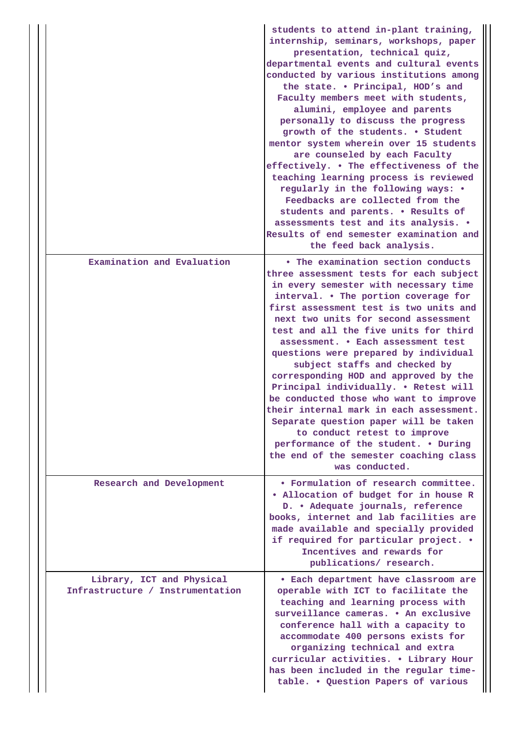| | |
|---|---|
| | students to attend in-plant training, internship, seminars, workshops, paper presentation, technical quiz, departmental events and cultural events conducted by various institutions among the state. • Principal, HOD's and Faculty members meet with students, alumini, employee and parents personally to discuss the progress growth of the students. • Student mentor system wherein over 15 students are counseled by each Faculty effectively. • The effectiveness of the teaching learning process is reviewed regularly in the following ways: • Feedbacks are collected from the students and parents. • Results of assessments test and its analysis. • Results of end semester examination and the feed back analysis. |
| Examination and Evaluation | • The examination section conducts three assessment tests for each subject in every semester with necessary time interval. • The portion coverage for first assessment test is two units and next two units for second assessment test and all the five units for third assessment. • Each assessment test questions were prepared by individual subject staffs and checked by corresponding HOD and approved by the Principal individually. • Retest will be conducted those who want to improve their internal mark in each assessment. Separate question paper will be taken to conduct retest to improve performance of the student. • During the end of the semester coaching class was conducted. |
| Research and Development | • Formulation of research committee. • Allocation of budget for in house R D. • Adequate journals, reference books, internet and lab facilities are made available and specially provided if required for particular project. • Incentives and rewards for publications/ research. |
| Library, ICT and Physical Infrastructure / Instrumentation | • Each department have classroom are operable with ICT to facilitate the teaching and learning process with surveillance cameras. • An exclusive conference hall with a capacity to accommodate 400 persons exists for organizing technical and extra curricular activities. • Library Hour has been included in the regular time-table. • Question Papers of various |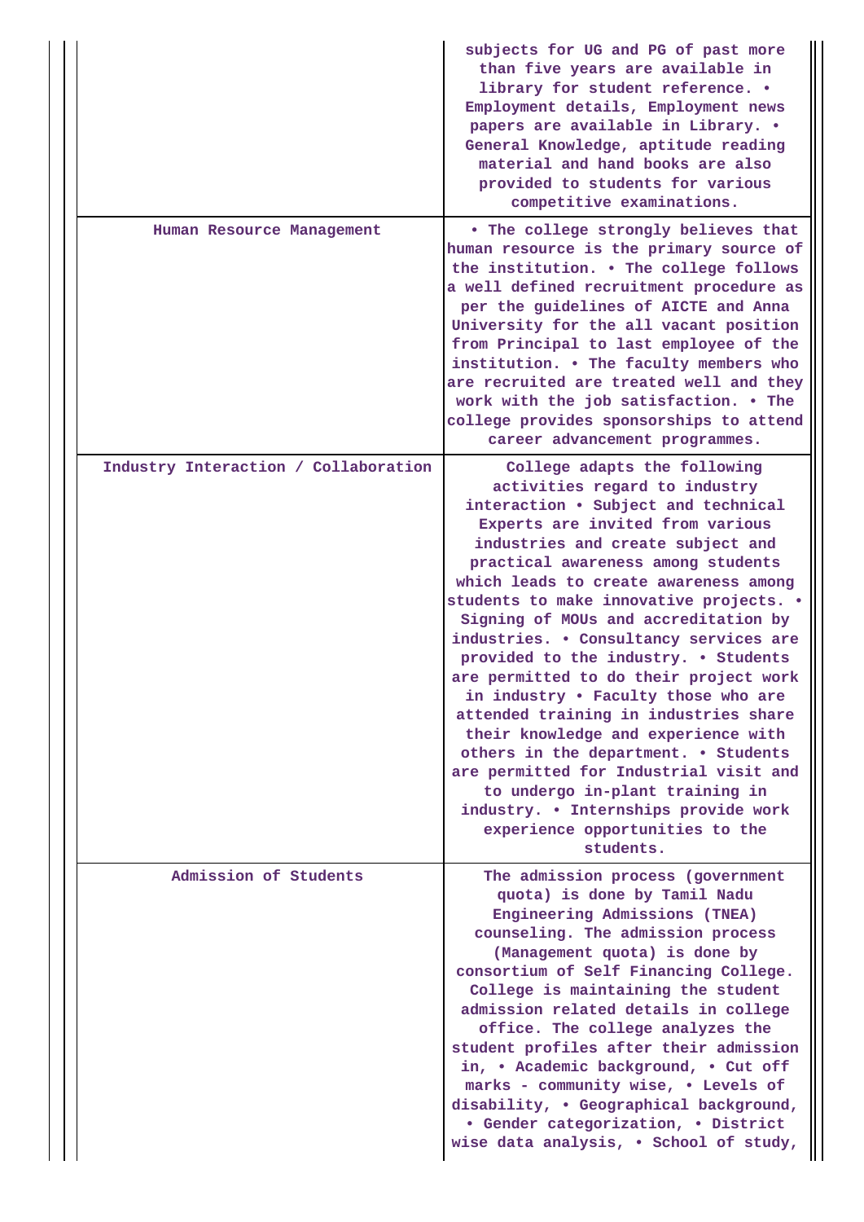| | |
|---|---|
| | subjects for UG and PG of past more than five years are available in library for student reference. • Employment details, Employment news papers are available in Library. • General Knowledge, aptitude reading material and hand books are also provided to students for various competitive examinations. |
| Human Resource Management | • The college strongly believes that human resource is the primary source of the institution. • The college follows a well defined recruitment procedure as per the guidelines of AICTE and Anna University for the all vacant position from Principal to last employee of the institution. • The faculty members who are recruited are treated well and they work with the job satisfaction. • The college provides sponsorships to attend career advancement programmes. |
| Industry Interaction / Collaboration | College adapts the following activities regard to industry interaction • Subject and technical Experts are invited from various industries and create subject and practical awareness among students which leads to create awareness among students to make innovative projects. • Signing of MOUs and accreditation by industries. • Consultancy services are provided to the industry. • Students are permitted to do their project work in industry • Faculty those who are attended training in industries share their knowledge and experience with others in the department. • Students are permitted for Industrial visit and to undergo in-plant training in industry. • Internships provide work experience opportunities to the students. |
| Admission of Students | The admission process (government quota) is done by Tamil Nadu Engineering Admissions (TNEA) counseling. The admission process (Management quota) is done by consortium of Self Financing College. College is maintaining the student admission related details in college office. The college analyzes the student profiles after their admission in, • Academic background, • Cut off marks - community wise, • Levels of disability, • Geographical background, • Gender categorization, • District wise data analysis, • School of study, |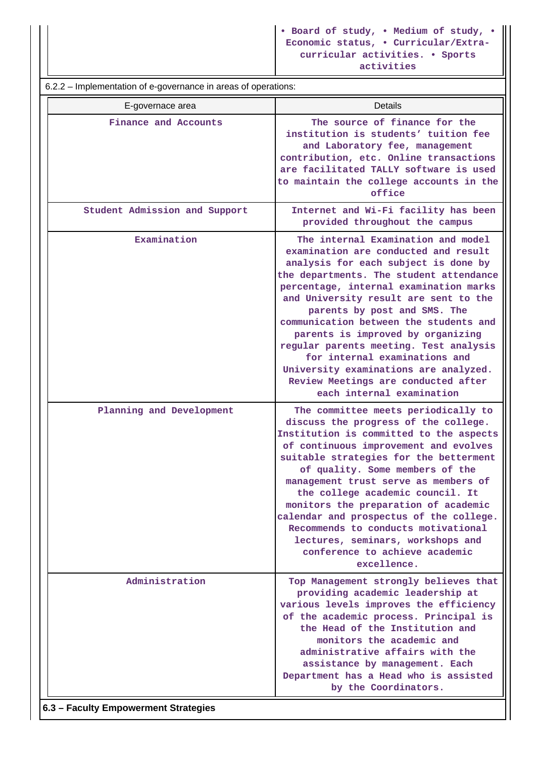| | • Board of study, • Medium of study, • Economic status, • Curricular/Extra-curricular activities. • Sports activities |
|---|---|

6.2.2 – Implementation of e-governance in areas of operations:

| E-governace area | Details |
|---|---|
| Finance and Accounts | The source of finance for the institution is students' tuition fee and Laboratory fee, management contribution, etc. Online transactions are facilitated TALLY software is used to maintain the college accounts in the office |
| Student Admission and Support | Internet and Wi-Fi facility has been provided throughout the campus |
| Examination | The internal Examination and model examination are conducted and result analysis for each subject is done by the departments. The student attendance percentage, internal examination marks and University result are sent to the parents by post and SMS. The communication between the students and parents is improved by organizing regular parents meeting. Test analysis for internal examinations and University examinations are analyzed. Review Meetings are conducted after each internal examination |
| Planning and Development | The committee meets periodically to discuss the progress of the college. Institution is committed to the aspects of continuous improvement and evolves suitable strategies for the betterment of quality. Some members of the management trust serve as members of the college academic council. It monitors the preparation of academic calendar and prospectus of the college. Recommends to conducts motivational lectures, seminars, workshops and conference to achieve academic excellence. |
| Administration | Top Management strongly believes that providing academic leadership at various levels improves the efficiency of the academic process. Principal is the Head of the Institution and monitors the academic and administrative affairs with the assistance by management. Each Department has a Head who is assisted by the Coordinators. |

**6.3 – Faculty Empowerment Strategies**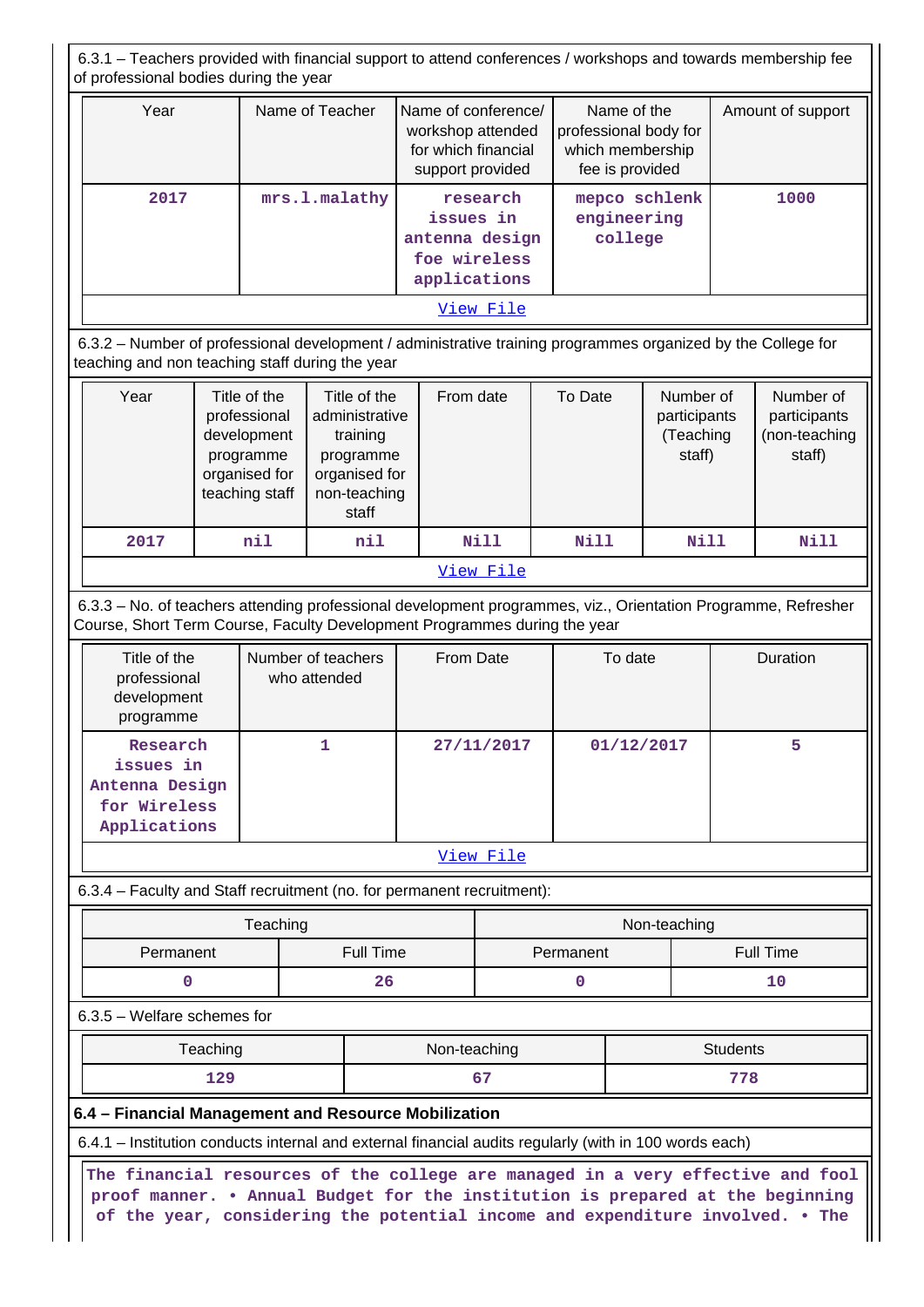6.3.1 – Teachers provided with financial support to attend conferences / workshops and towards membership fee of professional bodies during the year

| Year | Name of Teacher | Name of conference/ workshop attended for which financial support provided | Name of the professional body for which membership fee is provided | Amount of support |
|---|---|---|---|---|
| 2017 | mrs.l.malathy | research issues in antenna design foe wireless applications | mepco schlenk engineering college | 1000 |

View File

6.3.2 – Number of professional development / administrative training programmes organized by the College for teaching and non teaching staff during the year

| Year | Title of the professional development programme organised for teaching staff | Title of the administrative training programme organised for non-teaching staff | From date | To Date | Number of participants (Teaching staff) | Number of participants (non-teaching staff) |
|---|---|---|---|---|---|---|
| 2017 | nil | nil | Nill | Nill | Nill | Nill |

View File

6.3.3 – No. of teachers attending professional development programmes, viz., Orientation Programme, Refresher Course, Short Term Course, Faculty Development Programmes during the year

| Title of the professional development programme | Number of teachers who attended | From Date | To date | Duration |
|---|---|---|---|---|
| Research issues in Antenna Design for Wireless Applications | 1 | 27/11/2017 | 01/12/2017 | 5 |

View File

6.3.4 – Faculty and Staff recruitment (no. for permanent recruitment):

| Teaching | | Non-teaching | |
|---|---|---|---|
| Permanent | Full Time | Permanent | Full Time |
| 0 | 26 | 0 | 10 |

6.3.5 – Welfare schemes for

| Teaching | Non-teaching | Students |
|---|---|---|
| 129 | 67 | 778 |

**6.4 – Financial Management and Resource Mobilization**

6.4.1 – Institution conducts internal and external financial audits regularly (with in 100 words each)

The financial resources of the college are managed in a very effective and fool proof manner. • Annual Budget for the institution is prepared at the beginning of the year, considering the potential income and expenditure involved. • The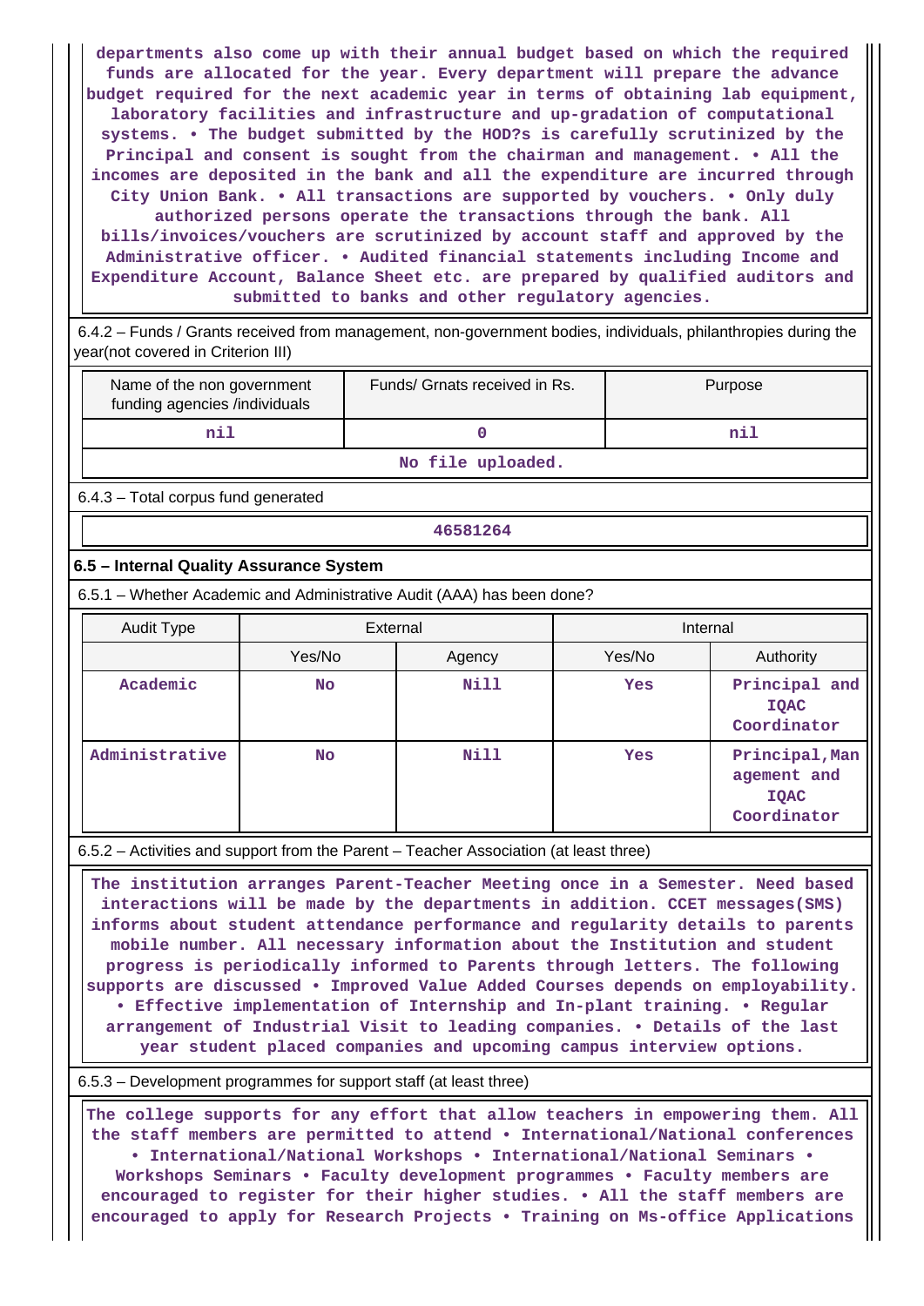departments also come up with their annual budget based on which the required funds are allocated for the year. Every department will prepare the advance budget required for the next academic year in terms of obtaining lab equipment, laboratory facilities and infrastructure and up-gradation of computational systems. • The budget submitted by the HOD?s is carefully scrutinized by the Principal and consent is sought from the chairman and management. • All the incomes are deposited in the bank and all the expenditure are incurred through City Union Bank. • All transactions are supported by vouchers. • Only duly authorized persons operate the transactions through the bank. All bills/invoices/vouchers are scrutinized by account staff and approved by the Administrative officer. • Audited financial statements including Income and Expenditure Account, Balance Sheet etc. are prepared by qualified auditors and submitted to banks and other regulatory agencies.

6.4.2 – Funds / Grants received from management, non-government bodies, individuals, philanthropies during the year(not covered in Criterion III)

| Name of the non government funding agencies /individuals | Funds/ Grnats received in Rs. | Purpose |
|---|---|---|
| nil | 0 | nil |
| No file uploaded. | | |

6.4.3 – Total corpus fund generated

46581264

### 6.5 – Internal Quality Assurance System

6.5.1 – Whether Academic and Administrative Audit (AAA) has been done?

| Audit Type | External | | Internal | |
|---|---|---|---|---|
| | Yes/No | Agency | Yes/No | Authority |
| Academic | No | Nill | Yes | Principal and IQAC Coordinator |
| Administrative | No | Nill | Yes | Principal,Management and IQAC Coordinator |

6.5.2 – Activities and support from the Parent – Teacher Association (at least three)

The institution arranges Parent-Teacher Meeting once in a Semester. Need based interactions will be made by the departments in addition. CCET messages(SMS) informs about student attendance performance and regularity details to parents mobile number. All necessary information about the Institution and student progress is periodically informed to Parents through letters. The following supports are discussed • Improved Value Added Courses depends on employability. • Effective implementation of Internship and In-plant training. • Regular arrangement of Industrial Visit to leading companies. • Details of the last year student placed companies and upcoming campus interview options.

6.5.3 – Development programmes for support staff (at least three)

The college supports for any effort that allow teachers in empowering them. All the staff members are permitted to attend • International/National conferences • International/National Workshops • International/National Seminars • Workshops Seminars • Faculty development programmes • Faculty members are encouraged to register for their higher studies. • All the staff members are encouraged to apply for Research Projects • Training on Ms-office Applications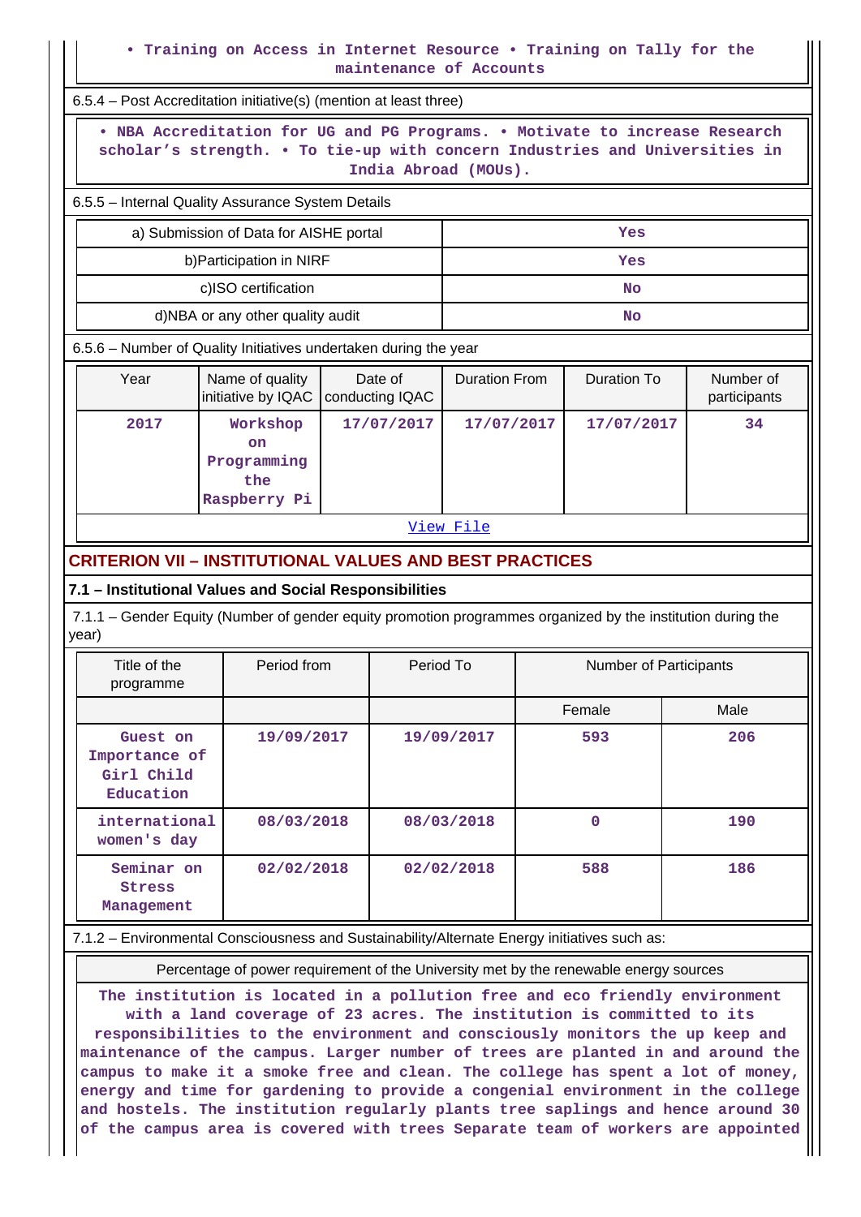• Training on Access in Internet Resource • Training on Tally for the maintenance of Accounts

6.5.4 – Post Accreditation initiative(s) (mention at least three)

• NBA Accreditation for UG and PG Programs. • Motivate to increase Research scholar's strength. • To tie-up with concern Industries and Universities in India Abroad (MOUs).

6.5.5 – Internal Quality Assurance System Details

| | |
|---|---|
| a) Submission of Data for AISHE portal | Yes |
| b)Participation in NIRF | Yes |
| c)ISO certification | No |
| d)NBA or any other quality audit | No |

6.5.6 – Number of Quality Initiatives undertaken during the year

| Year | Name of quality initiative by IQAC | Date of conducting IQAC | Duration From | Duration To | Number of participants |
|---|---|---|---|---|---|
| 2017 | Workshop on Programming the Raspberry Pi | 17/07/2017 | 17/07/2017 | 17/07/2017 | 34 |

View File

## CRITERION VII – INSTITUTIONAL VALUES AND BEST PRACTICES

### 7.1 – Institutional Values and Social Responsibilities

7.1.1 – Gender Equity (Number of gender equity promotion programmes organized by the institution during the year)

| Title of the programme | Period from | Period To | Number of Participants | |
|---|---|---|---|---|
| | | | Female | Male |
| Guest on Importance of Girl Child Education | 19/09/2017 | 19/09/2017 | 593 | 206 |
| international women's day | 08/03/2018 | 08/03/2018 | 0 | 190 |
| Seminar on Stress Management | 02/02/2018 | 02/02/2018 | 588 | 186 |

7.1.2 – Environmental Consciousness and Sustainability/Alternate Energy initiatives such as:

Percentage of power requirement of the University met by the renewable energy sources

The institution is located in a pollution free and eco friendly environment with a land coverage of 23 acres. The institution is committed to its responsibilities to the environment and consciously monitors the up keep and maintenance of the campus. Larger number of trees are planted in and around the campus to make it a smoke free and clean. The college has spent a lot of money, energy and time for gardening to provide a congenial environment in the college and hostels. The institution regularly plants tree saplings and hence around 30 of the campus area is covered with trees Separate team of workers are appointed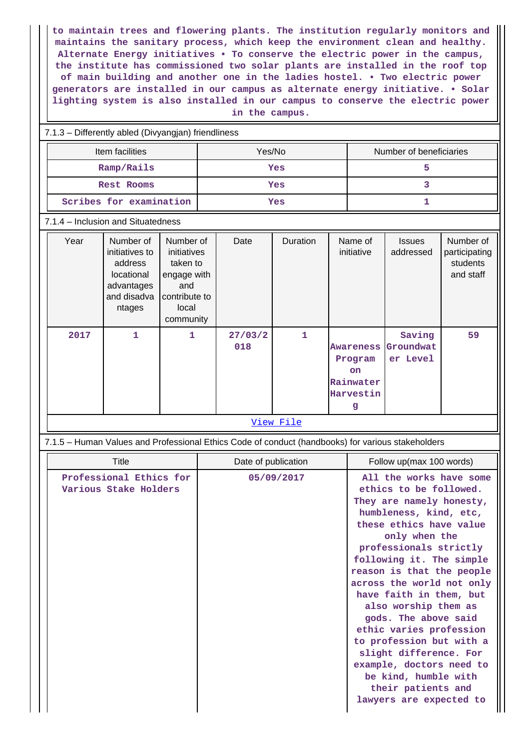to maintain trees and flowering plants. The institution regularly monitors and maintains the sanitary process, which keep the environment clean and healthy. Alternate Energy initiatives • To conserve the electric power in the campus, the institute has commissioned two solar plants are installed in the roof top of main building and another one in the ladies hostel. • Two electric power generators are installed in our campus as alternate energy initiative. • Solar lighting system is also installed in our campus to conserve the electric power in the campus.

7.1.3 – Differently abled (Divyangjan) friendliness

| Item facilities | Yes/No | Number of beneficiaries |
|---|---|---|
| Ramp/Rails | Yes | 5 |
| Rest Rooms | Yes | 3 |
| Scribes for examination | Yes | 1 |

7.1.4 – Inclusion and Situatedness

| Year | Number of initiatives to address locational advantages and disadvantages | Number of initiatives taken to engage with and contribute to local community | Date | Duration | Name of initiative | Issues addressed | Number of participating students and staff |
|---|---|---|---|---|---|---|---|
| 2017 | 1 | 1 | 27/03/2018 | 1 | Awareness Program on Rainwater Harvesting | Saving Groundwater Level | 59 |

View File

7.1.5 – Human Values and Professional Ethics Code of conduct (handbooks) for various stakeholders

| Title | Date of publication | Follow up(max 100 words) |
|---|---|---|
| Professional Ethics for Various Stake Holders | 05/09/2017 | All the works have some ethics to be followed. They are namely honesty, humbleness, kind, etc, these ethics have value only when the professionals strictly following it. The simple reason is that the people across the world not only have faith in them, but also worship them as gods. The above said ethic varies profession to profession but with a slight difference. For example, doctors need to be kind, humble with their patients and lawyers are expected to |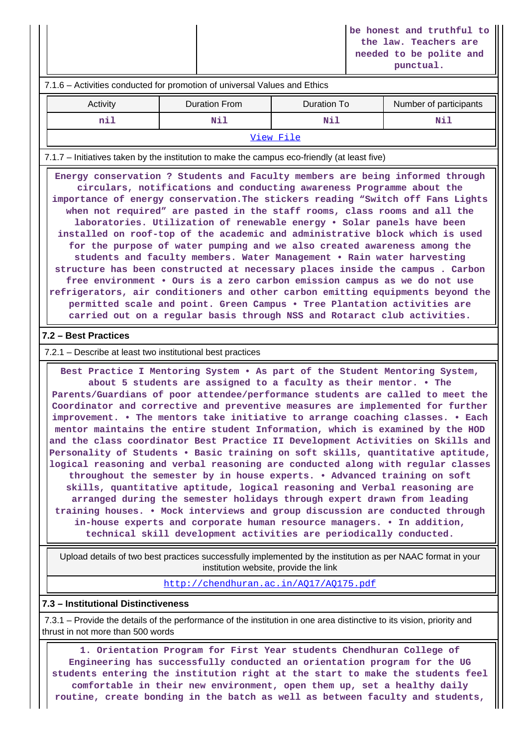| | | be honest and truthful to the law. Teachers are needed to be polite and punctual. |
|---|---|---|

7.1.6 – Activities conducted for promotion of universal Values and Ethics

| Activity | Duration From | Duration To | Number of participants |
|---|---|---|---|
| nil | Nil | Nil | Nil |

[View File](#)

7.1.7 – Initiatives taken by the institution to make the campus eco-friendly (at least five)

Energy conservation ? Students and Faculty members are being informed through circulars, notifications and conducting awareness Programme about the importance of energy conservation.The stickers reading "Switch off Fans Lights when not required" are pasted in the staff rooms, class rooms and all the laboratories. Utilization of renewable energy • Solar panels have been installed on roof-top of the academic and administrative block which is used for the purpose of water pumping and we also created awareness among the students and faculty members. Water Management • Rain water harvesting structure has been constructed at necessary places inside the campus . Carbon free environment • Ours is a zero carbon emission campus as we do not use refrigerators, air conditioners and other carbon emitting equipments beyond the permitted scale and point. Green Campus • Tree Plantation activities are carried out on a regular basis through NSS and Rotaract club activities.

## 7.2 – Best Practices

7.2.1 – Describe at least two institutional best practices

Best Practice I Mentoring System • As part of the Student Mentoring System, about 5 students are assigned to a faculty as their mentor. • The Parents/Guardians of poor attendee/performance students are called to meet the Coordinator and corrective and preventive measures are implemented for further improvement. • The mentors take initiative to arrange coaching classes. • Each mentor maintains the entire student Information, which is examined by the HOD and the class coordinator Best Practice II Development Activities on Skills and Personality of Students • Basic training on soft skills, quantitative aptitude, logical reasoning and verbal reasoning are conducted along with regular classes throughout the semester by in house experts. • Advanced training on soft skills, quantitative aptitude, logical reasoning and Verbal reasoning are arranged during the semester holidays through expert drawn from leading training houses. • Mock interviews and group discussion are conducted through in-house experts and corporate human resource managers. • In addition, technical skill development activities are periodically conducted.

Upload details of two best practices successfully implemented by the institution as per NAAC format in your institution website, provide the link

http://chendhuran.ac.in/AQ17/AQ175.pdf

## 7.3 – Institutional Distinctiveness

7.3.1 – Provide the details of the performance of the institution in one area distinctive to its vision, priority and thrust in not more than 500 words

1. Orientation Program for First Year students Chendhuran College of Engineering has successfully conducted an orientation program for the UG students entering the institution right at the start to make the students feel comfortable in their new environment, open them up, set a healthy daily routine, create bonding in the batch as well as between faculty and students,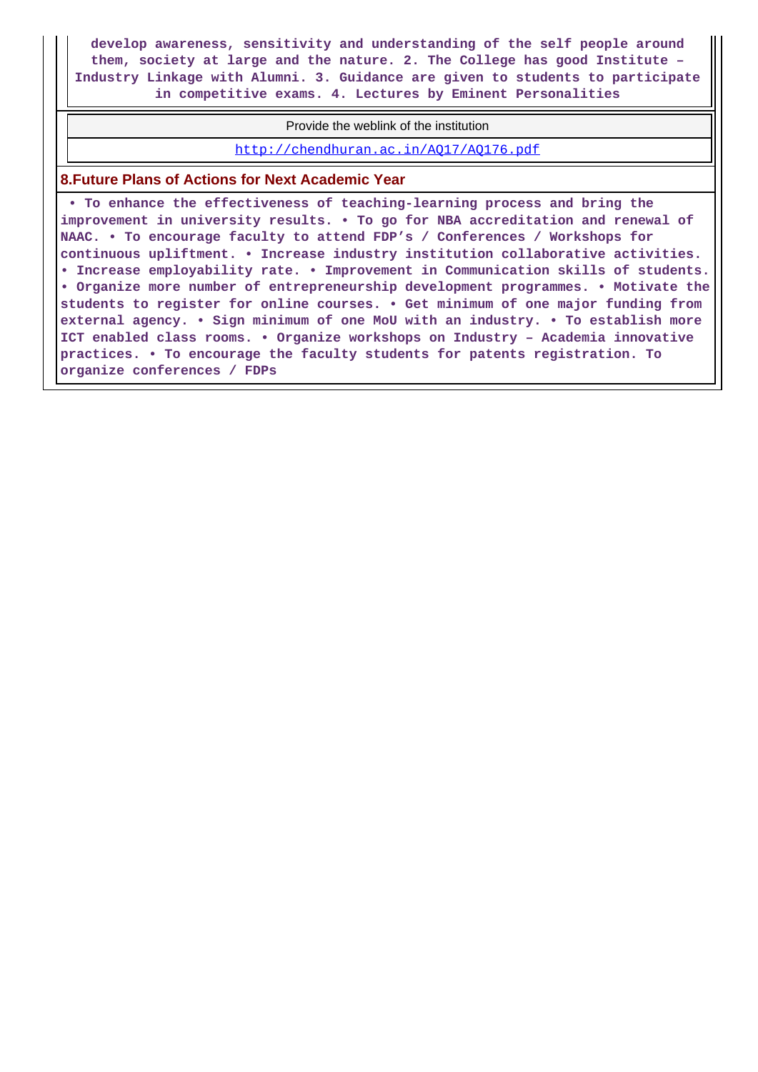**develop awareness, sensitivity and understanding of the self people around them, society at large and the nature. 2. The College has good Institute – Industry Linkage with Alumni. 3. Guidance are given to students to participate in competitive exams. 4. Lectures by Eminent Personalities**

| Provide the weblink of the institution |
|---|
| http://chendhuran.ac.in/AQ17/AQ176.pdf |

### 8.Future Plans of Actions for Next Academic Year

**• To enhance the effectiveness of teaching-learning process and bring the improvement in university results. • To go for NBA accreditation and renewal of NAAC. • To encourage faculty to attend FDP's / Conferences / Workshops for continuous upliftment. • Increase industry institution collaborative activities. • Increase employability rate. • Improvement in Communication skills of students. • Organize more number of entrepreneurship development programmes. • Motivate the students to register for online courses. • Get minimum of one major funding from external agency. • Sign minimum of one MoU with an industry. • To establish more ICT enabled class rooms. • Organize workshops on Industry – Academia innovative practices. • To encourage the faculty students for patents registration. To organize conferences / FDPs**